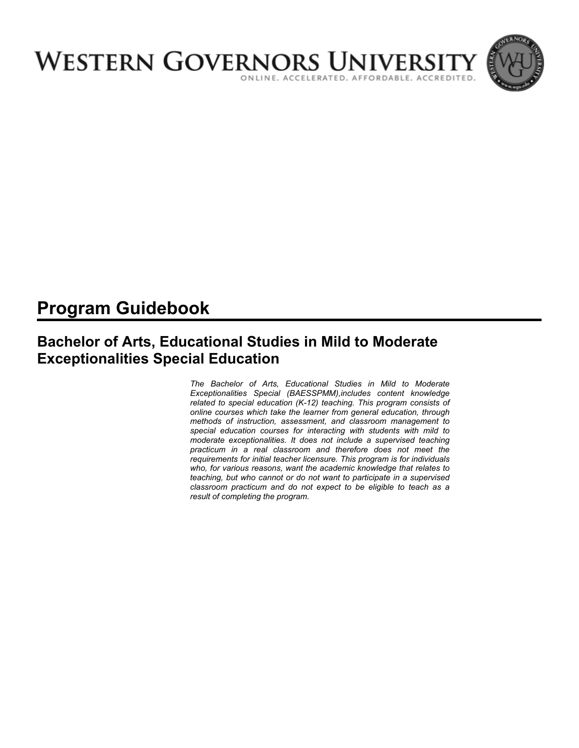# WESTERN GOVERNORS UNIVERSITY

ONLINE. ACCELERATED. AFFORDABLE. ACCREDITED.

# Program Guidebook

## Bachelor of Arts, Educational Studies in Mild to Moderate Exceptionalities Special Education

*The Bachelor of Arts, Educational Studies in Mild to Moderate Exceptionalities Special (BAESSPMM),includes content knowledge related to special education (K-12) teaching. This program consists of online courses which take the learner from general education, through methods of instruction, assessment, and classroom management to special education courses for interacting with students with mild to moderate exceptionalities. It does not include a supervised teaching practicum in a real classroom and therefore does not meet the requirements for initial teacher licensure. This program is for individuals who, for various reasons, want the academic knowledge that relates to teaching, but who cannot or do not want to participate in a supervised classroom practicum and do not expect to be eligible to teach as a result of completing the program.*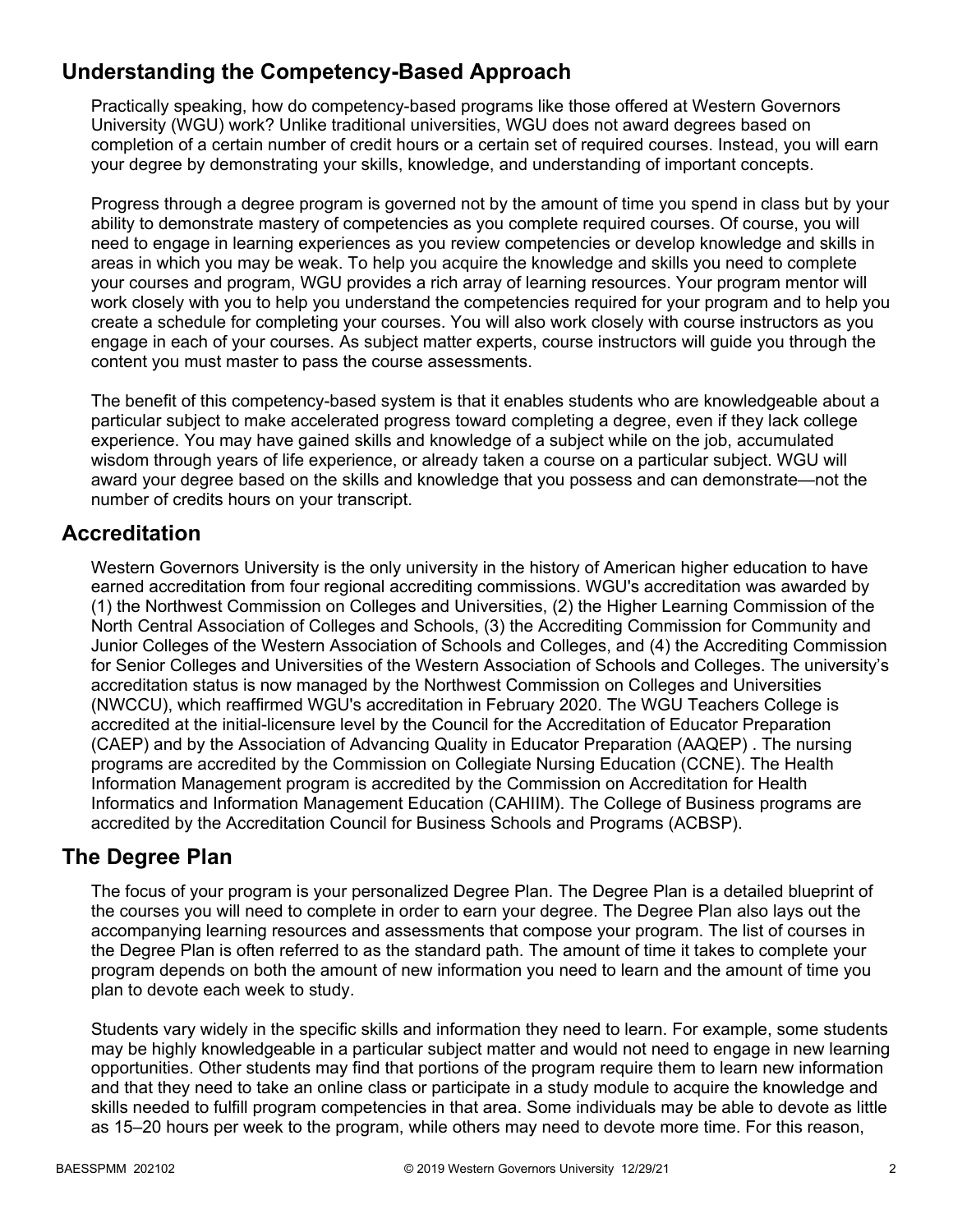## Understanding the Competency-Based Approach

Practically speaking, how do competency-based programs like those offered at Western Governors University (WGU) work? Unlike traditional universities, WGU does not award degrees based on completion of a certain number of credit hours or a certain set of required courses. Instead, you will earn your degree by demonstrating your skills, knowledge, and understanding of important concepts.

Progress through a degree program is governed not by the amount of time you spend in class but by your ability to demonstrate mastery of competencies as you complete required courses. Of course, you will need to engage in learning experiences as you review competencies or develop knowledge and skills in areas in which you may be weak. To help you acquire the knowledge and skills you need to complete your courses and program, WGU provides a rich array of learning resources. Your program mentor will work closely with you to help you understand the competencies required for your program and to help you create a schedule for completing your courses. You will also work closely with course instructors as you engage in each of your courses. As subject matter experts, course instructors will guide you through the content you must master to pass the course assessments.

The benefit of this competency-based system is that it enables students who are knowledgeable about a particular subject to make accelerated progress toward completing a degree, even if they lack college experience. You may have gained skills and knowledge of a subject while on the job, accumulated wisdom through years of life experience, or already taken a course on a particular subject. WGU will award your degree based on the skills and knowledge that you possess and can demonstrate—not the number of credits hours on your transcript.

## Accreditation

Western Governors University is the only university in the history of American higher education to have earned accreditation from four regional accrediting commissions. WGU's accreditation was awarded by (1) the Northwest Commission on Colleges and Universities, (2) the Higher Learning Commission of the North Central Association of Colleges and Schools, (3) the Accrediting Commission for Community and Junior Colleges of the Western Association of Schools and Colleges, and (4) the Accrediting Commission for Senior Colleges and Universities of the Western Association of Schools and Colleges. The university's accreditation status is now managed by the Northwest Commission on Colleges and Universities (NWCCU), which reaffirmed WGU's accreditation in February 2020. The WGU Teachers College is accredited at the initial-licensure level by the Council for the Accreditation of Educator Preparation (CAEP) and by the Association of Advancing Quality in Educator Preparation (AAQEP) . The nursing programs are accredited by the Commission on Collegiate Nursing Education (CCNE). The Health Information Management program is accredited by the Commission on Accreditation for Health Informatics and Information Management Education (CAHIIM). The College of Business programs are accredited by the Accreditation Council for Business Schools and Programs (ACBSP).

## The Degree Plan

The focus of your program is your personalized Degree Plan. The Degree Plan is a detailed blueprint of the courses you will need to complete in order to earn your degree. The Degree Plan also lays out the accompanying learning resources and assessments that compose your program. The list of courses in the Degree Plan is often referred to as the standard path. The amount of time it takes to complete your program depends on both the amount of new information you need to learn and the amount of time you plan to devote each week to study.

Students vary widely in the specific skills and information they need to learn. For example, some students may be highly knowledgeable in a particular subject matter and would not need to engage in new learning opportunities. Other students may find that portions of the program require them to learn new information and that they need to take an online class or participate in a study module to acquire the knowledge and skills needed to fulfill program competencies in that area. Some individuals may be able to devote as little as 15–20 hours per week to the program, while others may need to devote more time. For this reason,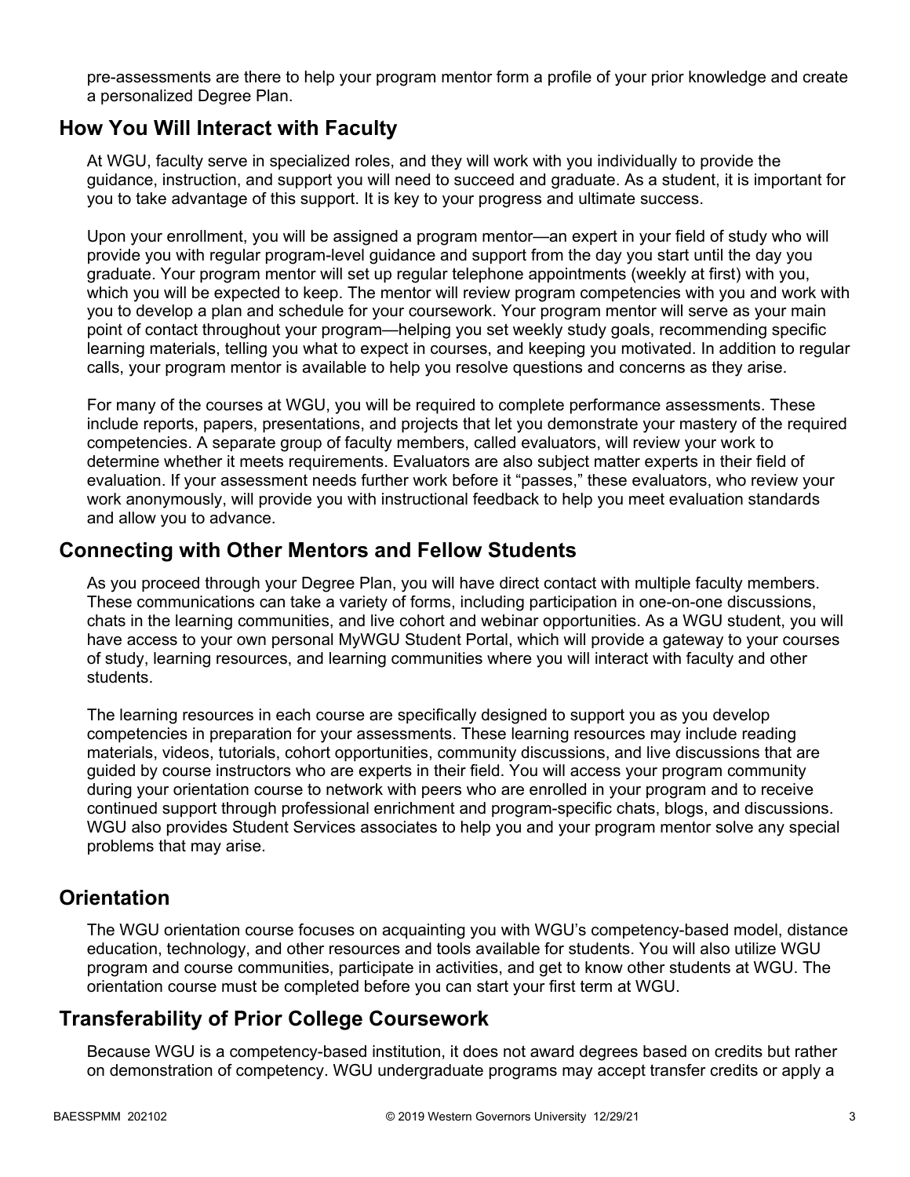pre-assessments are there to help your program mentor form a profile of your prior knowledge and create a personalized Degree Plan.

## How You Will Interact with Faculty

At WGU, faculty serve in specialized roles, and they will work with you individually to provide the guidance, instruction, and support you will need to succeed and graduate. As a student, it is important for you to take advantage of this support. It is key to your progress and ultimate success.

Upon your enrollment, you will be assigned a program mentor—an expert in your field of study who will provide you with regular program-level guidance and support from the day you start until the day you graduate. Your program mentor will set up regular telephone appointments (weekly at first) with you, which you will be expected to keep. The mentor will review program competencies with you and work with you to develop a plan and schedule for your coursework. Your program mentor will serve as your main point of contact throughout your program—helping you set weekly study goals, recommending specific learning materials, telling you what to expect in courses, and keeping you motivated. In addition to regular calls, your program mentor is available to help you resolve questions and concerns as they arise.

For many of the courses at WGU, you will be required to complete performance assessments. These include reports, papers, presentations, and projects that let you demonstrate your mastery of the required competencies. A separate group of faculty members, called evaluators, will review your work to determine whether it meets requirements. Evaluators are also subject matter experts in their field of evaluation. If your assessment needs further work before it "passes," these evaluators, who review your work anonymously, will provide you with instructional feedback to help you meet evaluation standards and allow you to advance.

## Connecting with Other Mentors and Fellow Students

As you proceed through your Degree Plan, you will have direct contact with multiple faculty members. These communications can take a variety of forms, including participation in one-on-one discussions, chats in the learning communities, and live cohort and webinar opportunities. As a WGU student, you will have access to your own personal MyWGU Student Portal, which will provide a gateway to your courses of study, learning resources, and learning communities where you will interact with faculty and other students.

The learning resources in each course are specifically designed to support you as you develop competencies in preparation for your assessments. These learning resources may include reading materials, videos, tutorials, cohort opportunities, community discussions, and live discussions that are guided by course instructors who are experts in their field. You will access your program community during your orientation course to network with peers who are enrolled in your program and to receive continued support through professional enrichment and program-specific chats, blogs, and discussions. WGU also provides Student Services associates to help you and your program mentor solve any special problems that may arise.

## Orientation

The WGU orientation course focuses on acquainting you with WGU's competency-based model, distance education, technology, and other resources and tools available for students. You will also utilize WGU program and course communities, participate in activities, and get to know other students at WGU. The orientation course must be completed before you can start your first term at WGU.

## Transferability of Prior College Coursework

Because WGU is a competency-based institution, it does not award degrees based on credits but rather on demonstration of competency. WGU undergraduate programs may accept transfer credits or apply a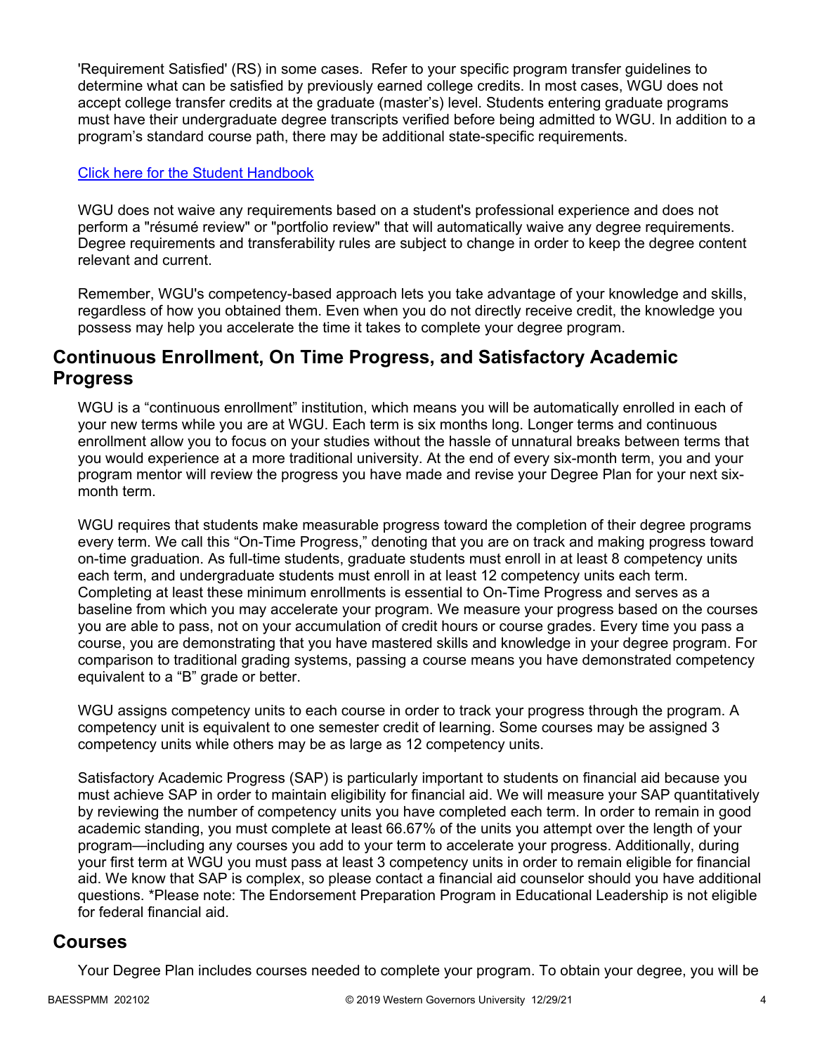'Requirement Satisfied' (RS) in some cases. Refer to your specific program transfer guidelines to determine what can be satisfied by previously earned college credits. In most cases, WGU does not accept college transfer credits at the graduate (master's) level. Students entering graduate programs must have their undergraduate degree transcripts verified before being admitted to WGU. In addition to a program's standard course path, there may be additional state-specific requirements.

[Click here for the Student Handbook]

WGU does not waive any requirements based on a student's professional experience and does not perform a "résumé review" or "portfolio review" that will automatically waive any degree requirements. Degree requirements and transferability rules are subject to change in order to keep the degree content relevant and current.

Remember, WGU's competency-based approach lets you take advantage of your knowledge and skills, regardless of how you obtained them. Even when you do not directly receive credit, the knowledge you possess may help you accelerate the time it takes to complete your degree program.

## Continuous Enrollment, On Time Progress, and Satisfactory Academic Progress

WGU is a "continuous enrollment" institution, which means you will be automatically enrolled in each of your new terms while you are at WGU. Each term is six months long. Longer terms and continuous enrollment allow you to focus on your studies without the hassle of unnatural breaks between terms that you would experience at a more traditional university. At the end of every six-month term, you and your program mentor will review the progress you have made and revise your Degree Plan for your next six-month term.

WGU requires that students make measurable progress toward the completion of their degree programs every term. We call this "On-Time Progress," denoting that you are on track and making progress toward on-time graduation. As full-time students, graduate students must enroll in at least 8 competency units each term, and undergraduate students must enroll in at least 12 competency units each term. Completing at least these minimum enrollments is essential to On-Time Progress and serves as a baseline from which you may accelerate your program. We measure your progress based on the courses you are able to pass, not on your accumulation of credit hours or course grades. Every time you pass a course, you are demonstrating that you have mastered skills and knowledge in your degree program. For comparison to traditional grading systems, passing a course means you have demonstrated competency equivalent to a "B" grade or better.

WGU assigns competency units to each course in order to track your progress through the program. A competency unit is equivalent to one semester credit of learning. Some courses may be assigned 3 competency units while others may be as large as 12 competency units.

Satisfactory Academic Progress (SAP) is particularly important to students on financial aid because you must achieve SAP in order to maintain eligibility for financial aid. We will measure your SAP quantitatively by reviewing the number of competency units you have completed each term. In order to remain in good academic standing, you must complete at least 66.67% of the units you attempt over the length of your program—including any courses you add to your term to accelerate your progress. Additionally, during your first term at WGU you must pass at least 3 competency units in order to remain eligible for financial aid. We know that SAP is complex, so please contact a financial aid counselor should you have additional questions. *Please note: The Endorsement Preparation Program in Educational Leadership is not eligible for federal financial aid.

## Courses

Your Degree Plan includes courses needed to complete your program. To obtain your degree, you will be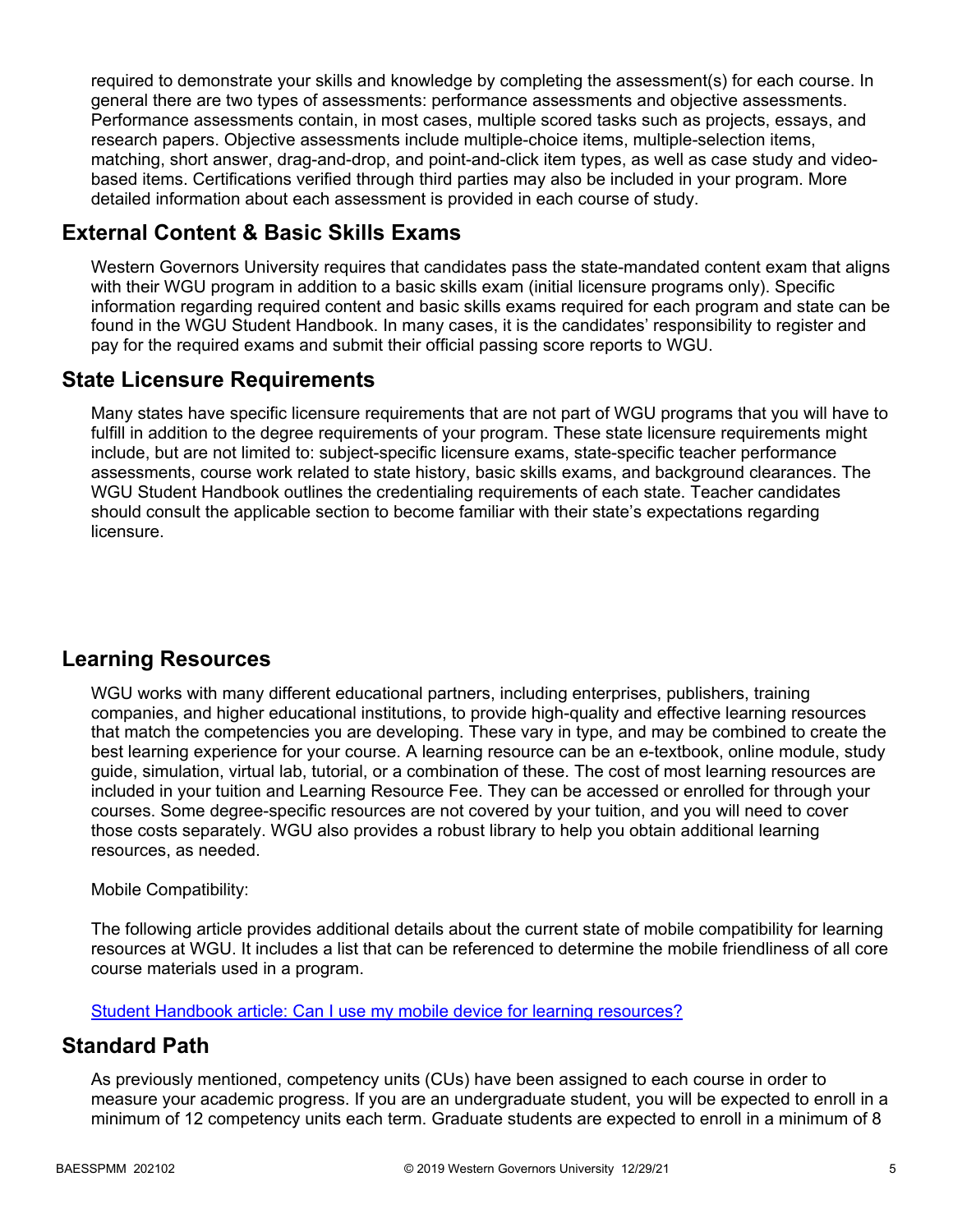required to demonstrate your skills and knowledge by completing the assessment(s) for each course. In general there are two types of assessments: performance assessments and objective assessments. Performance assessments contain, in most cases, multiple scored tasks such as projects, essays, and research papers. Objective assessments include multiple-choice items, multiple-selection items, matching, short answer, drag-and-drop, and point-and-click item types, as well as case study and video-based items. Certifications verified through third parties may also be included in your program. More detailed information about each assessment is provided in each course of study.

## External Content & Basic Skills Exams

Western Governors University requires that candidates pass the state-mandated content exam that aligns with their WGU program in addition to a basic skills exam (initial licensure programs only). Specific information regarding required content and basic skills exams required for each program and state can be found in the WGU Student Handbook. In many cases, it is the candidates' responsibility to register and pay for the required exams and submit their official passing score reports to WGU.

## State Licensure Requirements

Many states have specific licensure requirements that are not part of WGU programs that you will have to fulfill in addition to the degree requirements of your program. These state licensure requirements might include, but are not limited to: subject-specific licensure exams, state-specific teacher performance assessments, course work related to state history, basic skills exams, and background clearances. The WGU Student Handbook outlines the credentialing requirements of each state. Teacher candidates should consult the applicable section to become familiar with their state's expectations regarding licensure.

## Learning Resources

WGU works with many different educational partners, including enterprises, publishers, training companies, and higher educational institutions, to provide high-quality and effective learning resources that match the competencies you are developing. These vary in type, and may be combined to create the best learning experience for your course. A learning resource can be an e-textbook, online module, study guide, simulation, virtual lab, tutorial, or a combination of these. The cost of most learning resources are included in your tuition and Learning Resource Fee. They can be accessed or enrolled for through your courses. Some degree-specific resources are not covered by your tuition, and you will need to cover those costs separately. WGU also provides a robust library to help you obtain additional learning resources, as needed.

Mobile Compatibility:

The following article provides additional details about the current state of mobile compatibility for learning resources at WGU. It includes a list that can be referenced to determine the mobile friendliness of all core course materials used in a program.

[Student Handbook article: Can I use my mobile device for learning resources?]

## Standard Path

As previously mentioned, competency units (CUs) have been assigned to each course in order to measure your academic progress. If you are an undergraduate student, you will be expected to enroll in a minimum of 12 competency units each term. Graduate students are expected to enroll in a minimum of 8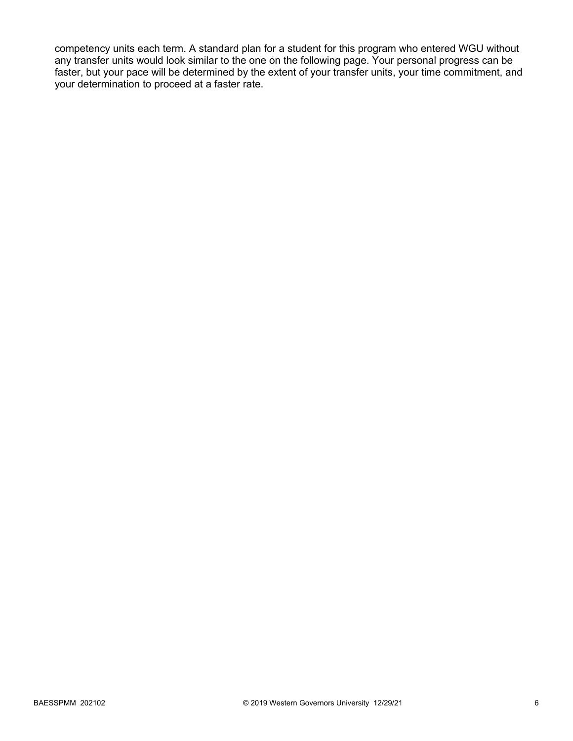competency units each term. A standard plan for a student for this program who entered WGU without any transfer units would look similar to the one on the following page. Your personal progress can be faster, but your pace will be determined by the extent of your transfer units, your time commitment, and your determination to proceed at a faster rate.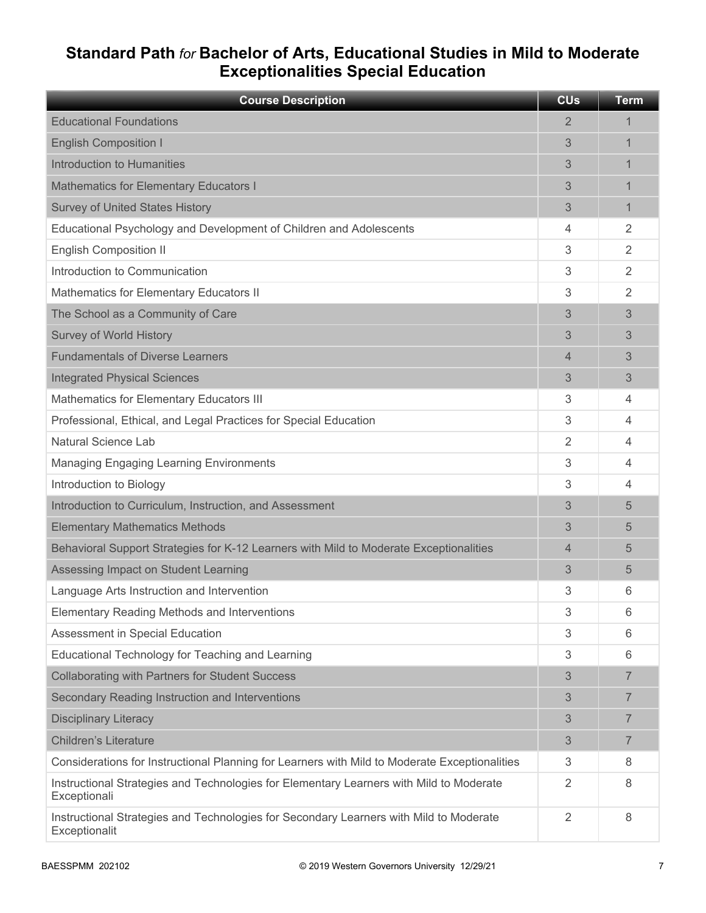## Standard Path *for* Bachelor of Arts, Educational Studies in Mild to Moderate Exceptionalities Special Education

| Course Description | CUs | Term |
| --- | --- | --- |
| Educational Foundations | 2 | 1 |
| English Composition I | 3 | 1 |
| Introduction to Humanities | 3 | 1 |
| Mathematics for Elementary Educators I | 3 | 1 |
| Survey of United States History | 3 | 1 |
| Educational Psychology and Development of Children and Adolescents | 4 | 2 |
| English Composition II | 3 | 2 |
| Introduction to Communication | 3 | 2 |
| Mathematics for Elementary Educators II | 3 | 2 |
| The School as a Community of Care | 3 | 3 |
| Survey of World History | 3 | 3 |
| Fundamentals of Diverse Learners | 4 | 3 |
| Integrated Physical Sciences | 3 | 3 |
| Mathematics for Elementary Educators III | 3 | 4 |
| Professional, Ethical, and Legal Practices for Special Education | 3 | 4 |
| Natural Science Lab | 2 | 4 |
| Managing Engaging Learning Environments | 3 | 4 |
| Introduction to Biology | 3 | 4 |
| Introduction to Curriculum, Instruction, and Assessment | 3 | 5 |
| Elementary Mathematics Methods | 3 | 5 |
| Behavioral Support Strategies for K-12 Learners with Mild to Moderate Exceptionalities | 4 | 5 |
| Assessing Impact on Student Learning | 3 | 5 |
| Language Arts Instruction and Intervention | 3 | 6 |
| Elementary Reading Methods and Interventions | 3 | 6 |
| Assessment in Special Education | 3 | 6 |
| Educational Technology for Teaching and Learning | 3 | 6 |
| Collaborating with Partners for Student Success | 3 | 7 |
| Secondary Reading Instruction and Interventions | 3 | 7 |
| Disciplinary Literacy | 3 | 7 |
| Children's Literature | 3 | 7 |
| Considerations for Instructional Planning for Learners with Mild to Moderate Exceptionalities | 3 | 8 |
| Instructional Strategies and Technologies for Elementary Learners with Mild to Moderate Exceptionali | 2 | 8 |
| Instructional Strategies and Technologies for Secondary Learners with Mild to Moderate Exceptionalit | 2 | 8 |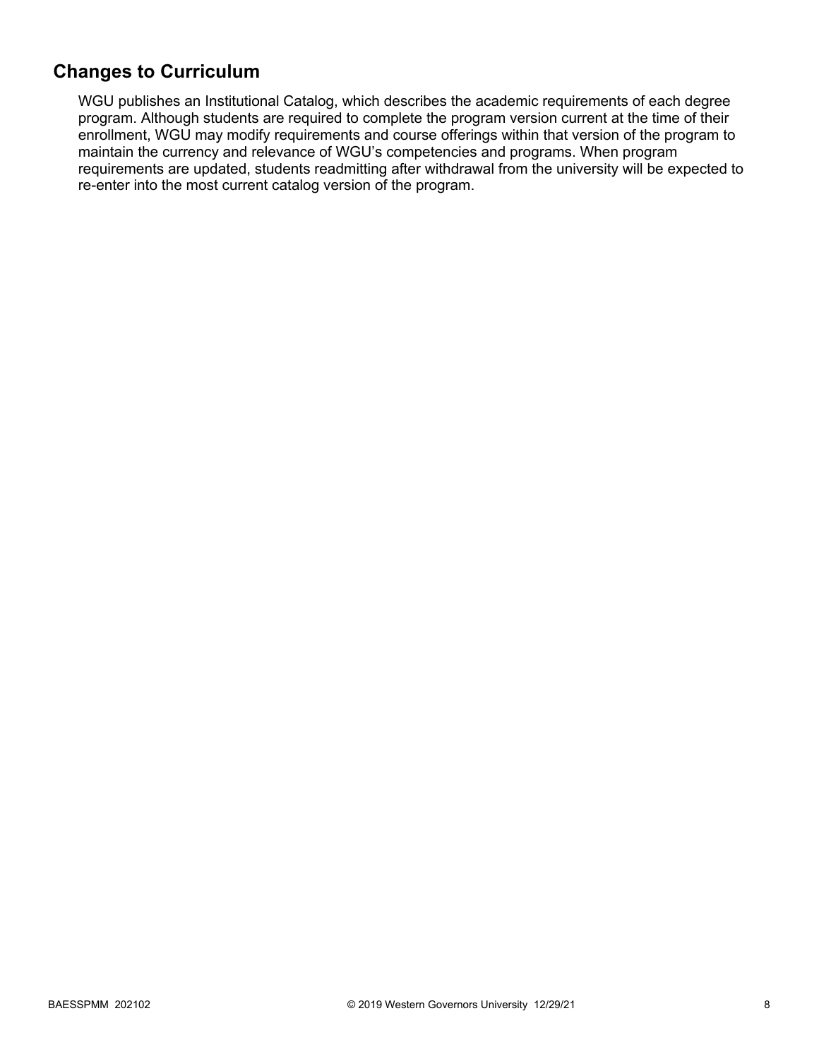## Changes to Curriculum

WGU publishes an Institutional Catalog, which describes the academic requirements of each degree program. Although students are required to complete the program version current at the time of their enrollment, WGU may modify requirements and course offerings within that version of the program to maintain the currency and relevance of WGU's competencies and programs. When program requirements are updated, students readmitting after withdrawal from the university will be expected to re-enter into the most current catalog version of the program.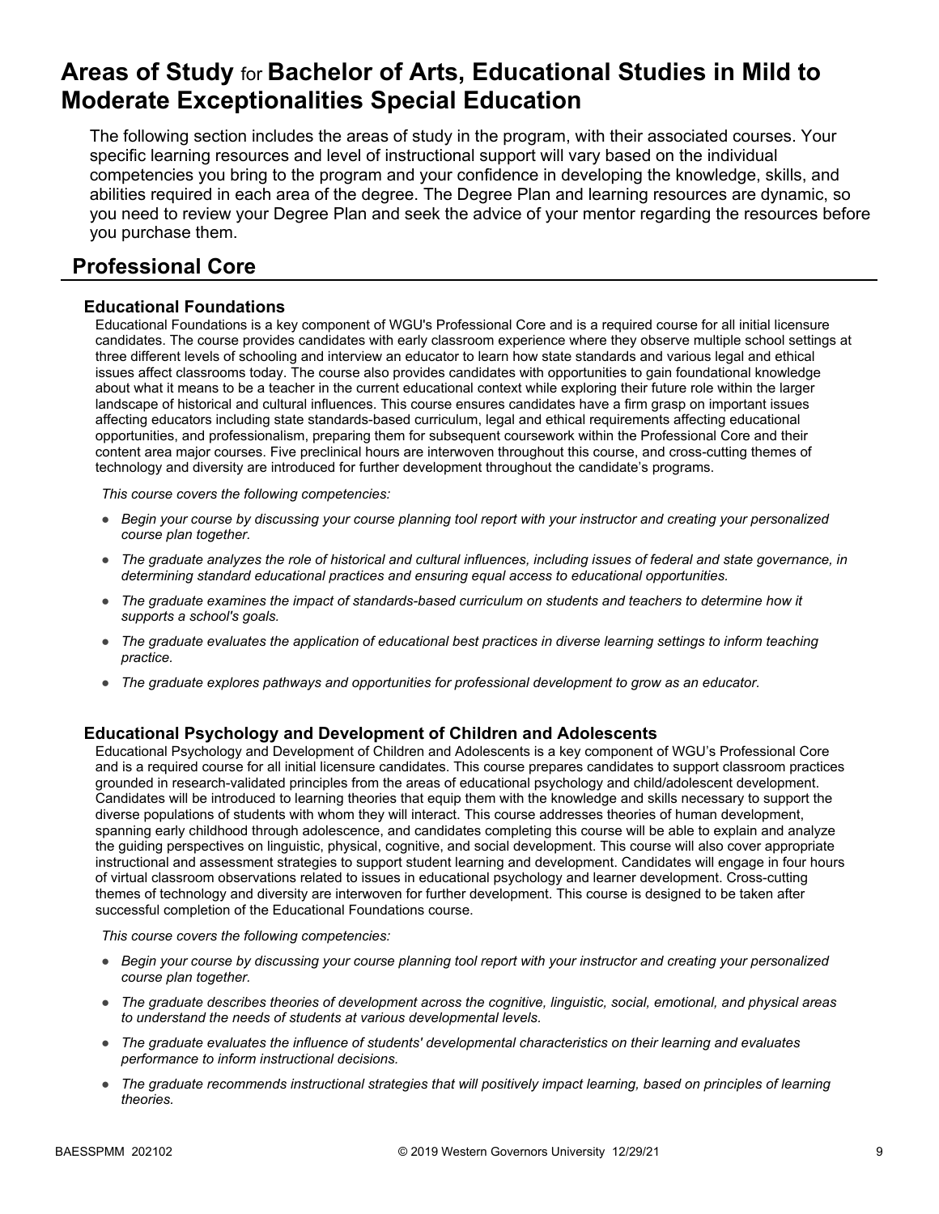# Areas of Study for Bachelor of Arts, Educational Studies in Mild to Moderate Exceptionalities Special Education

The following section includes the areas of study in the program, with their associated courses. Your specific learning resources and level of instructional support will vary based on the individual competencies you bring to the program and your confidence in developing the knowledge, skills, and abilities required in each area of the degree. The Degree Plan and learning resources are dynamic, so you need to review your Degree Plan and seek the advice of your mentor regarding the resources before you purchase them.

## Professional Core

### Educational Foundations

Educational Foundations is a key component of WGU's Professional Core and is a required course for all initial licensure candidates. The course provides candidates with early classroom experience where they observe multiple school settings at three different levels of schooling and interview an educator to learn how state standards and various legal and ethical issues affect classrooms today. The course also provides candidates with opportunities to gain foundational knowledge about what it means to be a teacher in the current educational context while exploring their future role within the larger landscape of historical and cultural influences. This course ensures candidates have a firm grasp on important issues affecting educators including state standards-based curriculum, legal and ethical requirements affecting educational opportunities, and professionalism, preparing them for subsequent coursework within the Professional Core and their content area major courses. Five preclinical hours are interwoven throughout this course, and cross-cutting themes of technology and diversity are introduced for further development throughout the candidate's programs.

*This course covers the following competencies:*

- *Begin your course by discussing your course planning tool report with your instructor and creating your personalized course plan together.*
- *The graduate analyzes the role of historical and cultural influences, including issues of federal and state governance, in determining standard educational practices and ensuring equal access to educational opportunities.*
- *The graduate examines the impact of standards-based curriculum on students and teachers to determine how it supports a school's goals.*
- *The graduate evaluates the application of educational best practices in diverse learning settings to inform teaching practice.*
- *The graduate explores pathways and opportunities for professional development to grow as an educator.*

### Educational Psychology and Development of Children and Adolescents

Educational Psychology and Development of Children and Adolescents is a key component of WGU's Professional Core and is a required course for all initial licensure candidates. This course prepares candidates to support classroom practices grounded in research-validated principles from the areas of educational psychology and child/adolescent development. Candidates will be introduced to learning theories that equip them with the knowledge and skills necessary to support the diverse populations of students with whom they will interact. This course addresses theories of human development, spanning early childhood through adolescence, and candidates completing this course will be able to explain and analyze the guiding perspectives on linguistic, physical, cognitive, and social development. This course will also cover appropriate instructional and assessment strategies to support student learning and development. Candidates will engage in four hours of virtual classroom observations related to issues in educational psychology and learner development. Cross-cutting themes of technology and diversity are interwoven for further development. This course is designed to be taken after successful completion of the Educational Foundations course.

*This course covers the following competencies:*

- *Begin your course by discussing your course planning tool report with your instructor and creating your personalized course plan together.*
- *The graduate describes theories of development across the cognitive, linguistic, social, emotional, and physical areas to understand the needs of students at various developmental levels.*
- *The graduate evaluates the influence of students' developmental characteristics on their learning and evaluates performance to inform instructional decisions.*
- *The graduate recommends instructional strategies that will positively impact learning, based on principles of learning theories.*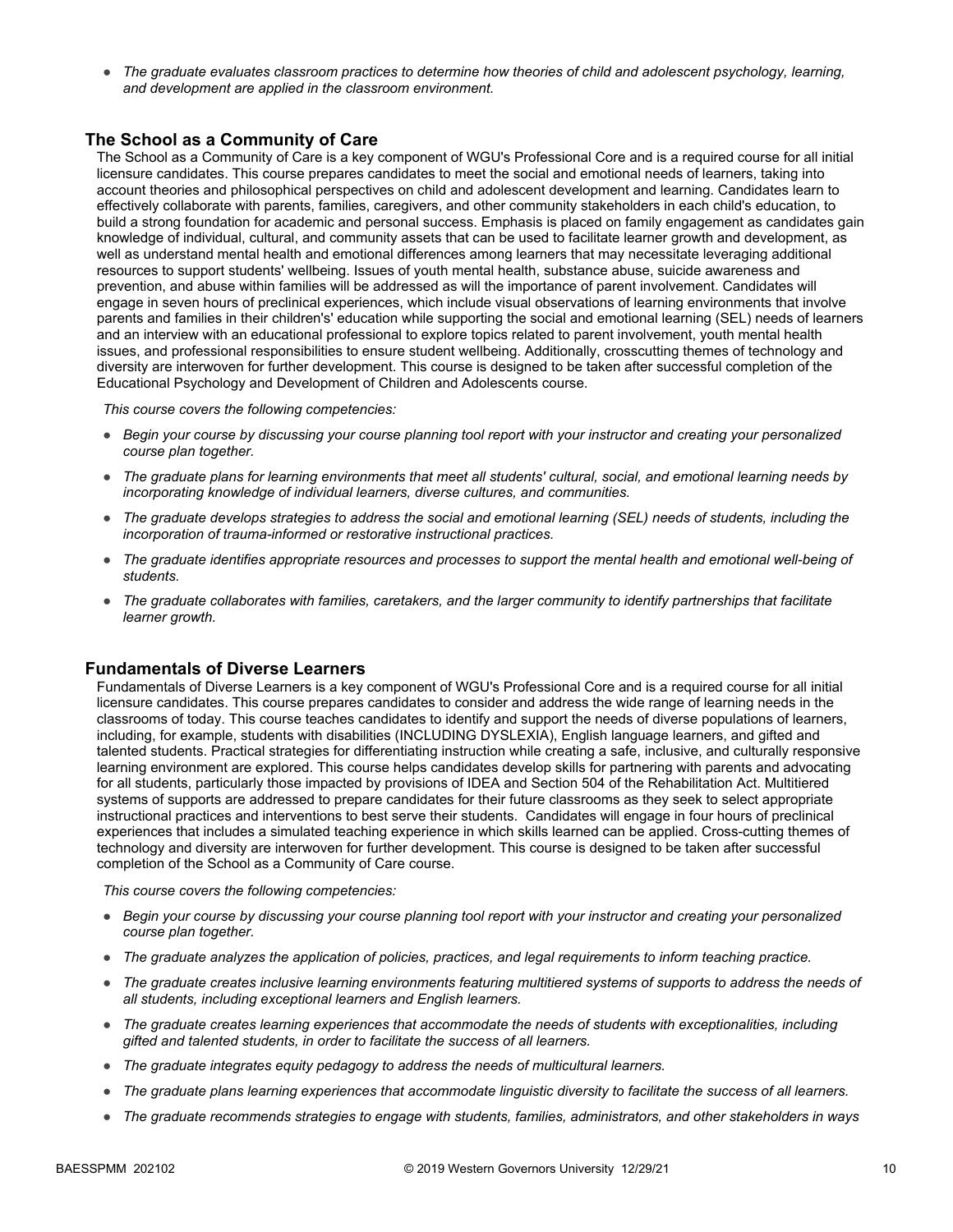- *The graduate evaluates classroom practices to determine how theories of child and adolescent psychology, learning, and development are applied in the classroom environment.*

## The School as a Community of Care

The School as a Community of Care is a key component of WGU's Professional Core and is a required course for all initial licensure candidates. This course prepares candidates to meet the social and emotional needs of learners, taking into account theories and philosophical perspectives on child and adolescent development and learning. Candidates learn to effectively collaborate with parents, families, caregivers, and other community stakeholders in each child's education, to build a strong foundation for academic and personal success. Emphasis is placed on family engagement as candidates gain knowledge of individual, cultural, and community assets that can be used to facilitate learner growth and development, as well as understand mental health and emotional differences among learners that may necessitate leveraging additional resources to support students' wellbeing. Issues of youth mental health, substance abuse, suicide awareness and prevention, and abuse within families will be addressed as will the importance of parent involvement. Candidates will engage in seven hours of preclinical experiences, which include visual observations of learning environments that involve parents and families in their children's' education while supporting the social and emotional learning (SEL) needs of learners and an interview with an educational professional to explore topics related to parent involvement, youth mental health issues, and professional responsibilities to ensure student wellbeing. Additionally, crosscutting themes of technology and diversity are interwoven for further development. This course is designed to be taken after successful completion of the Educational Psychology and Development of Children and Adolescents course.

*This course covers the following competencies:*

- *Begin your course by discussing your course planning tool report with your instructor and creating your personalized course plan together.*
- *The graduate plans for learning environments that meet all students' cultural, social, and emotional learning needs by incorporating knowledge of individual learners, diverse cultures, and communities.*
- *The graduate develops strategies to address the social and emotional learning (SEL) needs of students, including the incorporation of trauma-informed or restorative instructional practices.*
- *The graduate identifies appropriate resources and processes to support the mental health and emotional well-being of students.*
- *The graduate collaborates with families, caretakers, and the larger community to identify partnerships that facilitate learner growth.*

## Fundamentals of Diverse Learners

Fundamentals of Diverse Learners is a key component of WGU's Professional Core and is a required course for all initial licensure candidates. This course prepares candidates to consider and address the wide range of learning needs in the classrooms of today. This course teaches candidates to identify and support the needs of diverse populations of learners, including, for example, students with disabilities (INCLUDING DYSLEXIA), English language learners, and gifted and talented students. Practical strategies for differentiating instruction while creating a safe, inclusive, and culturally responsive learning environment are explored. This course helps candidates develop skills for partnering with parents and advocating for all students, particularly those impacted by provisions of IDEA and Section 504 of the Rehabilitation Act. Multitiered systems of supports are addressed to prepare candidates for their future classrooms as they seek to select appropriate instructional practices and interventions to best serve their students. Candidates will engage in four hours of preclinical experiences that includes a simulated teaching experience in which skills learned can be applied. Cross-cutting themes of technology and diversity are interwoven for further development. This course is designed to be taken after successful completion of the School as a Community of Care course.

*This course covers the following competencies:*

- *Begin your course by discussing your course planning tool report with your instructor and creating your personalized course plan together.*
- *The graduate analyzes the application of policies, practices, and legal requirements to inform teaching practice.*
- *The graduate creates inclusive learning environments featuring multitiered systems of supports to address the needs of all students, including exceptional learners and English learners.*
- *The graduate creates learning experiences that accommodate the needs of students with exceptionalities, including gifted and talented students, in order to facilitate the success of all learners.*
- *The graduate integrates equity pedagogy to address the needs of multicultural learners.*
- *The graduate plans learning experiences that accommodate linguistic diversity to facilitate the success of all learners.*
- *The graduate recommends strategies to engage with students, families, administrators, and other stakeholders in ways*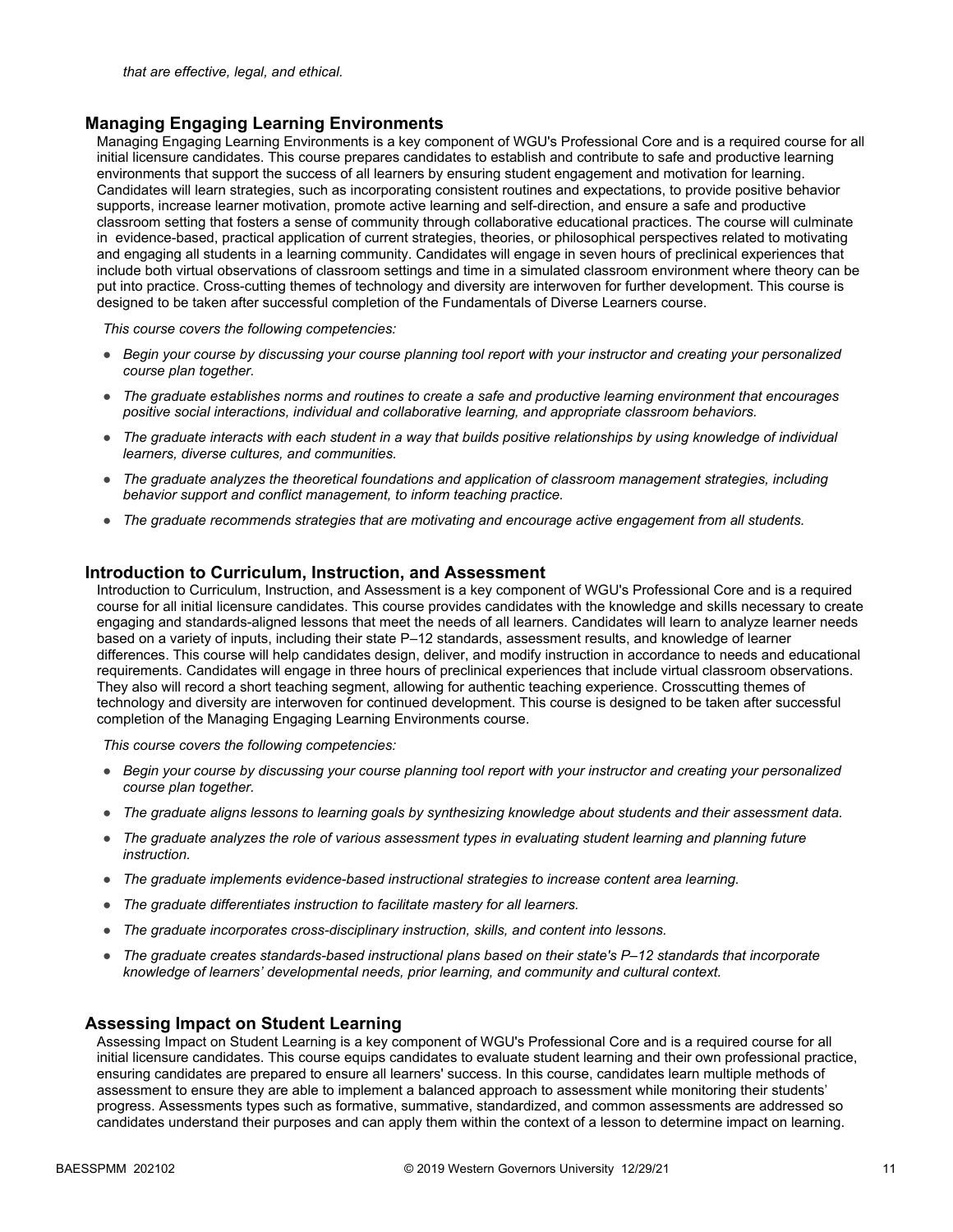*that are effective, legal, and ethical.*

## Managing Engaging Learning Environments

Managing Engaging Learning Environments is a key component of WGU's Professional Core and is a required course for all initial licensure candidates. This course prepares candidates to establish and contribute to safe and productive learning environments that support the success of all learners by ensuring student engagement and motivation for learning. Candidates will learn strategies, such as incorporating consistent routines and expectations, to provide positive behavior supports, increase learner motivation, promote active learning and self-direction, and ensure a safe and productive classroom setting that fosters a sense of community through collaborative educational practices. The course will culminate in evidence-based, practical application of current strategies, theories, or philosophical perspectives related to motivating and engaging all students in a learning community. Candidates will engage in seven hours of preclinical experiences that include both virtual observations of classroom settings and time in a simulated classroom environment where theory can be put into practice. Cross-cutting themes of technology and diversity are interwoven for further development. This course is designed to be taken after successful completion of the Fundamentals of Diverse Learners course.

*This course covers the following competencies:*

- *Begin your course by discussing your course planning tool report with your instructor and creating your personalized course plan together.*
- *The graduate establishes norms and routines to create a safe and productive learning environment that encourages positive social interactions, individual and collaborative learning, and appropriate classroom behaviors.*
- *The graduate interacts with each student in a way that builds positive relationships by using knowledge of individual learners, diverse cultures, and communities.*
- *The graduate analyzes the theoretical foundations and application of classroom management strategies, including behavior support and conflict management, to inform teaching practice.*
- *The graduate recommends strategies that are motivating and encourage active engagement from all students.*

## Introduction to Curriculum, Instruction, and Assessment

Introduction to Curriculum, Instruction, and Assessment is a key component of WGU's Professional Core and is a required course for all initial licensure candidates. This course provides candidates with the knowledge and skills necessary to create engaging and standards-aligned lessons that meet the needs of all learners. Candidates will learn to analyze learner needs based on a variety of inputs, including their state P–12 standards, assessment results, and knowledge of learner differences. This course will help candidates design, deliver, and modify instruction in accordance to needs and educational requirements. Candidates will engage in three hours of preclinical experiences that include virtual classroom observations. They also will record a short teaching segment, allowing for authentic teaching experience. Crosscutting themes of technology and diversity are interwoven for continued development. This course is designed to be taken after successful completion of the Managing Engaging Learning Environments course.

*This course covers the following competencies:*

- *Begin your course by discussing your course planning tool report with your instructor and creating your personalized course plan together.*
- *The graduate aligns lessons to learning goals by synthesizing knowledge about students and their assessment data.*
- *The graduate analyzes the role of various assessment types in evaluating student learning and planning future instruction.*
- *The graduate implements evidence-based instructional strategies to increase content area learning.*
- *The graduate differentiates instruction to facilitate mastery for all learners.*
- *The graduate incorporates cross-disciplinary instruction, skills, and content into lessons.*
- *The graduate creates standards-based instructional plans based on their state's P–12 standards that incorporate knowledge of learners' developmental needs, prior learning, and community and cultural context.*

## Assessing Impact on Student Learning

Assessing Impact on Student Learning is a key component of WGU's Professional Core and is a required course for all initial licensure candidates. This course equips candidates to evaluate student learning and their own professional practice, ensuring candidates are prepared to ensure all learners' success. In this course, candidates learn multiple methods of assessment to ensure they are able to implement a balanced approach to assessment while monitoring their students' progress. Assessments types such as formative, summative, standardized, and common assessments are addressed so candidates understand their purposes and can apply them within the context of a lesson to determine impact on learning.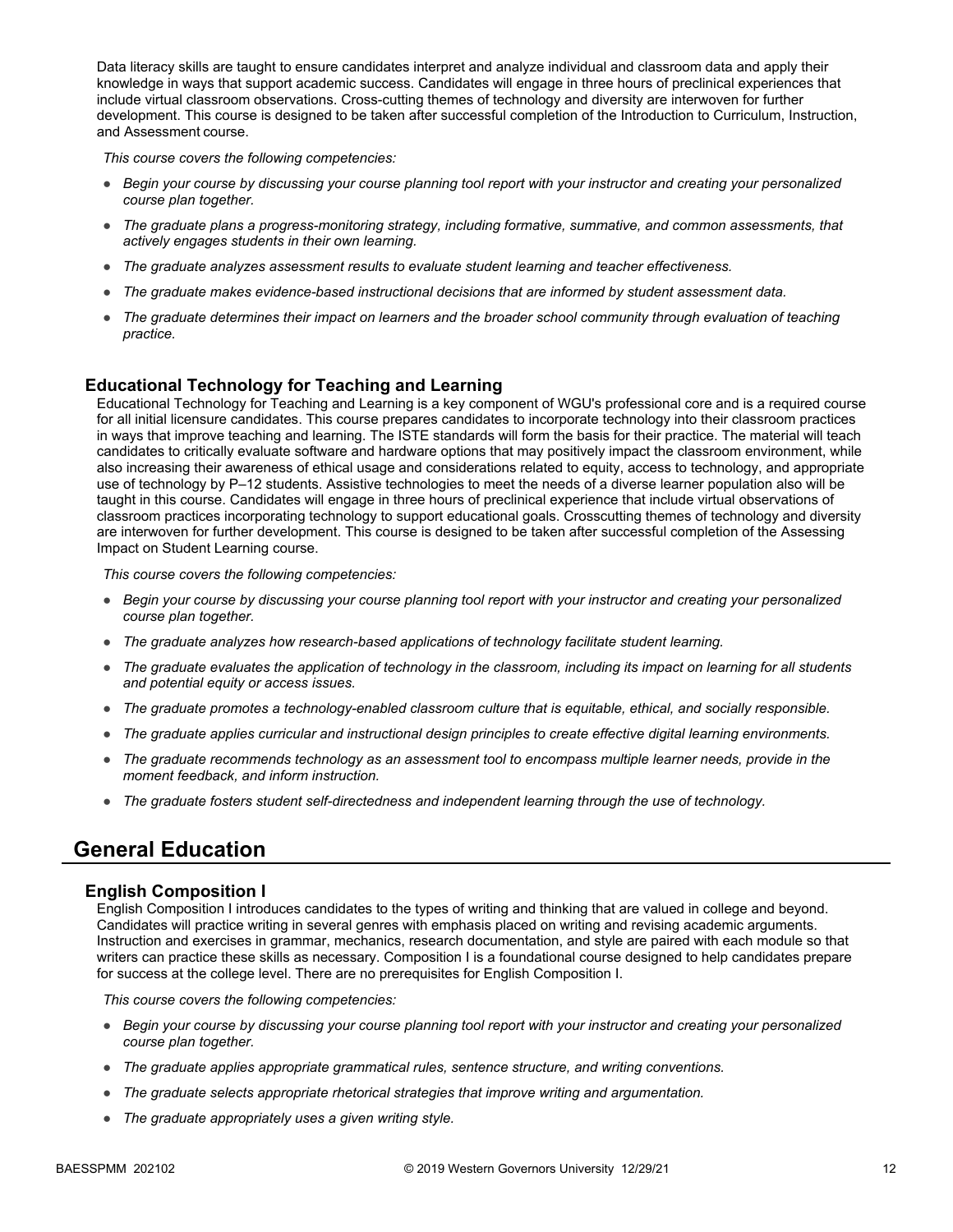Data literacy skills are taught to ensure candidates interpret and analyze individual and classroom data and apply their knowledge in ways that support academic success. Candidates will engage in three hours of preclinical experiences that include virtual classroom observations. Cross-cutting themes of technology and diversity are interwoven for further development. This course is designed to be taken after successful completion of the Introduction to Curriculum, Instruction, and Assessment course.

*This course covers the following competencies:*

- *Begin your course by discussing your course planning tool report with your instructor and creating your personalized course plan together.*
- *The graduate plans a progress-monitoring strategy, including formative, summative, and common assessments, that actively engages students in their own learning.*
- *The graduate analyzes assessment results to evaluate student learning and teacher effectiveness.*
- *The graduate makes evidence-based instructional decisions that are informed by student assessment data.*
- *The graduate determines their impact on learners and the broader school community through evaluation of teaching practice.*

### Educational Technology for Teaching and Learning

Educational Technology for Teaching and Learning is a key component of WGU's professional core and is a required course for all initial licensure candidates. This course prepares candidates to incorporate technology into their classroom practices in ways that improve teaching and learning. The ISTE standards will form the basis for their practice. The material will teach candidates to critically evaluate software and hardware options that may positively impact the classroom environment, while also increasing their awareness of ethical usage and considerations related to equity, access to technology, and appropriate use of technology by P–12 students. Assistive technologies to meet the needs of a diverse learner population also will be taught in this course. Candidates will engage in three hours of preclinical experience that include virtual observations of classroom practices incorporating technology to support educational goals. Crosscutting themes of technology and diversity are interwoven for further development. This course is designed to be taken after successful completion of the Assessing Impact on Student Learning course.

*This course covers the following competencies:*

- *Begin your course by discussing your course planning tool report with your instructor and creating your personalized course plan together.*
- *The graduate analyzes how research-based applications of technology facilitate student learning.*
- *The graduate evaluates the application of technology in the classroom, including its impact on learning for all students and potential equity or access issues.*
- *The graduate promotes a technology-enabled classroom culture that is equitable, ethical, and socially responsible.*
- *The graduate applies curricular and instructional design principles to create effective digital learning environments.*
- *The graduate recommends technology as an assessment tool to encompass multiple learner needs, provide in the moment feedback, and inform instruction.*
- *The graduate fosters student self-directedness and independent learning through the use of technology.*

## General Education

### English Composition I

English Composition I introduces candidates to the types of writing and thinking that are valued in college and beyond. Candidates will practice writing in several genres with emphasis placed on writing and revising academic arguments. Instruction and exercises in grammar, mechanics, research documentation, and style are paired with each module so that writers can practice these skills as necessary. Composition I is a foundational course designed to help candidates prepare for success at the college level. There are no prerequisites for English Composition I.

*This course covers the following competencies:*

- *Begin your course by discussing your course planning tool report with your instructor and creating your personalized course plan together.*
- *The graduate applies appropriate grammatical rules, sentence structure, and writing conventions.*
- *The graduate selects appropriate rhetorical strategies that improve writing and argumentation.*
- *The graduate appropriately uses a given writing style.*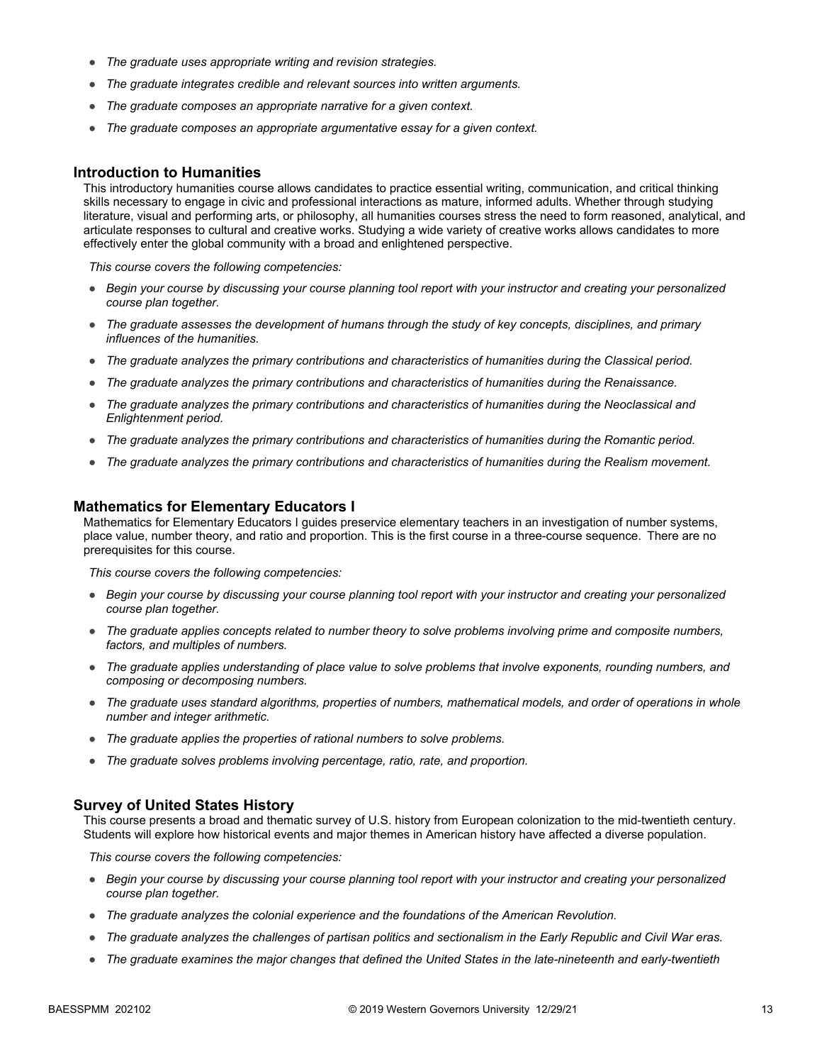- *The graduate uses appropriate writing and revision strategies.*
- *The graduate integrates credible and relevant sources into written arguments.*
- *The graduate composes an appropriate narrative for a given context.*
- *The graduate composes an appropriate argumentative essay for a given context.*

## Introduction to Humanities

This introductory humanities course allows candidates to practice essential writing, communication, and critical thinking skills necessary to engage in civic and professional interactions as mature, informed adults. Whether through studying literature, visual and performing arts, or philosophy, all humanities courses stress the need to form reasoned, analytical, and articulate responses to cultural and creative works. Studying a wide variety of creative works allows candidates to more effectively enter the global community with a broad and enlightened perspective.

*This course covers the following competencies:*

- *Begin your course by discussing your course planning tool report with your instructor and creating your personalized course plan together.*
- *The graduate assesses the development of humans through the study of key concepts, disciplines, and primary influences of the humanities.*
- *The graduate analyzes the primary contributions and characteristics of humanities during the Classical period.*
- *The graduate analyzes the primary contributions and characteristics of humanities during the Renaissance.*
- *The graduate analyzes the primary contributions and characteristics of humanities during the Neoclassical and Enlightenment period.*
- *The graduate analyzes the primary contributions and characteristics of humanities during the Romantic period.*
- *The graduate analyzes the primary contributions and characteristics of humanities during the Realism movement.*

## Mathematics for Elementary Educators I

Mathematics for Elementary Educators I guides preservice elementary teachers in an investigation of number systems, place value, number theory, and ratio and proportion. This is the first course in a three-course sequence. There are no prerequisites for this course.

*This course covers the following competencies:*

- *Begin your course by discussing your course planning tool report with your instructor and creating your personalized course plan together.*
- *The graduate applies concepts related to number theory to solve problems involving prime and composite numbers, factors, and multiples of numbers.*
- *The graduate applies understanding of place value to solve problems that involve exponents, rounding numbers, and composing or decomposing numbers.*
- *The graduate uses standard algorithms, properties of numbers, mathematical models, and order of operations in whole number and integer arithmetic.*
- *The graduate applies the properties of rational numbers to solve problems.*
- *The graduate solves problems involving percentage, ratio, rate, and proportion.*

## Survey of United States History

This course presents a broad and thematic survey of U.S. history from European colonization to the mid-twentieth century. Students will explore how historical events and major themes in American history have affected a diverse population.

*This course covers the following competencies:*

- *Begin your course by discussing your course planning tool report with your instructor and creating your personalized course plan together.*
- *The graduate analyzes the colonial experience and the foundations of the American Revolution.*
- *The graduate analyzes the challenges of partisan politics and sectionalism in the Early Republic and Civil War eras.*
- *The graduate examines the major changes that defined the United States in the late-nineteenth and early-twentieth*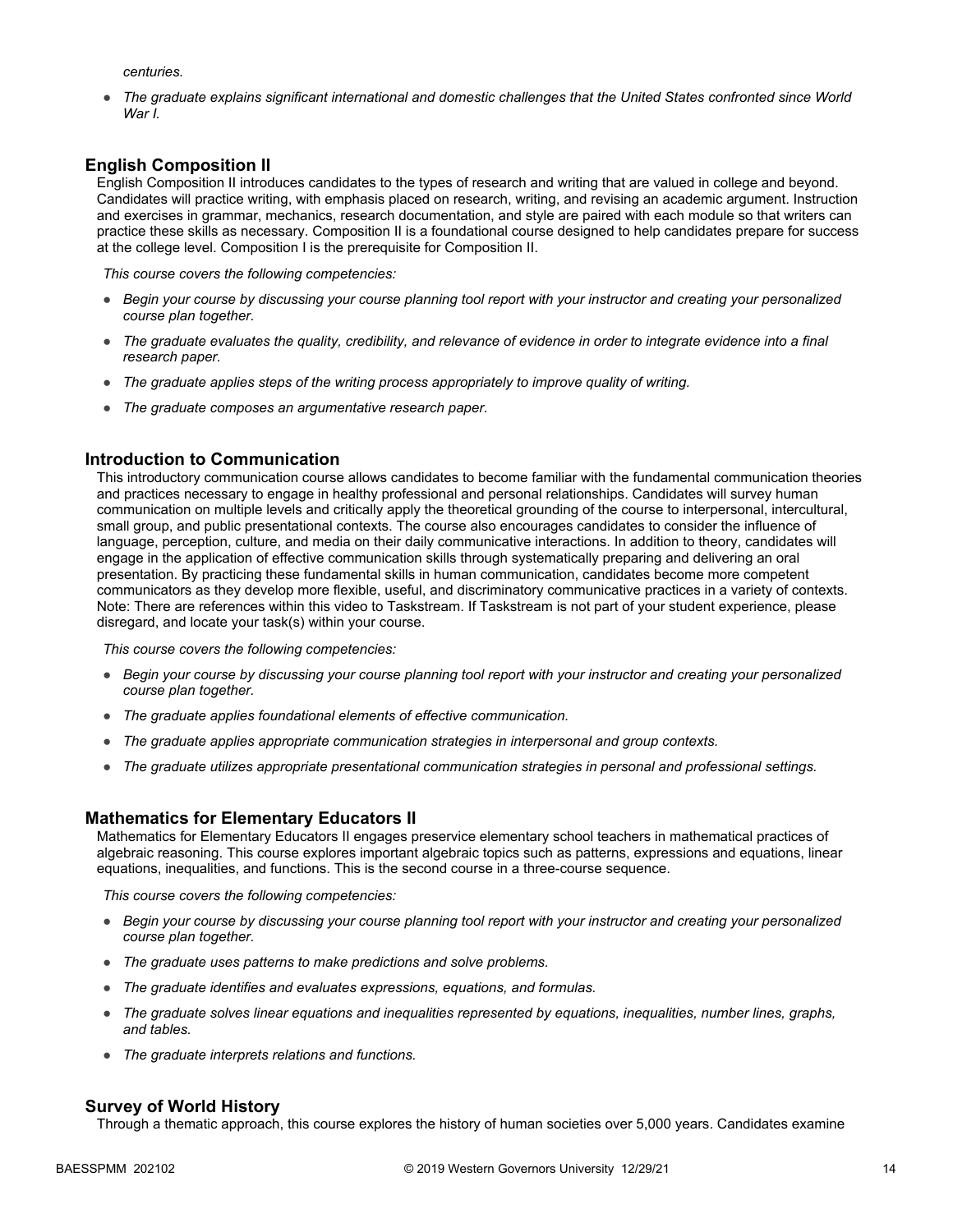*centuries.*

- *The graduate explains significant international and domestic challenges that the United States confronted since World War I.*

## English Composition II

English Composition II introduces candidates to the types of research and writing that are valued in college and beyond. Candidates will practice writing, with emphasis placed on research, writing, and revising an academic argument. Instruction and exercises in grammar, mechanics, research documentation, and style are paired with each module so that writers can practice these skills as necessary. Composition II is a foundational course designed to help candidates prepare for success at the college level. Composition I is the prerequisite for Composition II.

*This course covers the following competencies:*

- *Begin your course by discussing your course planning tool report with your instructor and creating your personalized course plan together.*
- *The graduate evaluates the quality, credibility, and relevance of evidence in order to integrate evidence into a final research paper.*
- *The graduate applies steps of the writing process appropriately to improve quality of writing.*
- *The graduate composes an argumentative research paper.*

## Introduction to Communication

This introductory communication course allows candidates to become familiar with the fundamental communication theories and practices necessary to engage in healthy professional and personal relationships. Candidates will survey human communication on multiple levels and critically apply the theoretical grounding of the course to interpersonal, intercultural, small group, and public presentational contexts. The course also encourages candidates to consider the influence of language, perception, culture, and media on their daily communicative interactions. In addition to theory, candidates will engage in the application of effective communication skills through systematically preparing and delivering an oral presentation. By practicing these fundamental skills in human communication, candidates become more competent communicators as they develop more flexible, useful, and discriminatory communicative practices in a variety of contexts. Note: There are references within this video to Taskstream. If Taskstream is not part of your student experience, please disregard, and locate your task(s) within your course.

*This course covers the following competencies:*

- *Begin your course by discussing your course planning tool report with your instructor and creating your personalized course plan together.*
- *The graduate applies foundational elements of effective communication.*
- *The graduate applies appropriate communication strategies in interpersonal and group contexts.*
- *The graduate utilizes appropriate presentational communication strategies in personal and professional settings.*

## Mathematics for Elementary Educators II

Mathematics for Elementary Educators II engages preservice elementary school teachers in mathematical practices of algebraic reasoning. This course explores important algebraic topics such as patterns, expressions and equations, linear equations, inequalities, and functions. This is the second course in a three-course sequence.

*This course covers the following competencies:*

- *Begin your course by discussing your course planning tool report with your instructor and creating your personalized course plan together.*
- *The graduate uses patterns to make predictions and solve problems.*
- *The graduate identifies and evaluates expressions, equations, and formulas.*
- *The graduate solves linear equations and inequalities represented by equations, inequalities, number lines, graphs, and tables.*
- *The graduate interprets relations and functions.*

## Survey of World History

Through a thematic approach, this course explores the history of human societies over 5,000 years. Candidates examine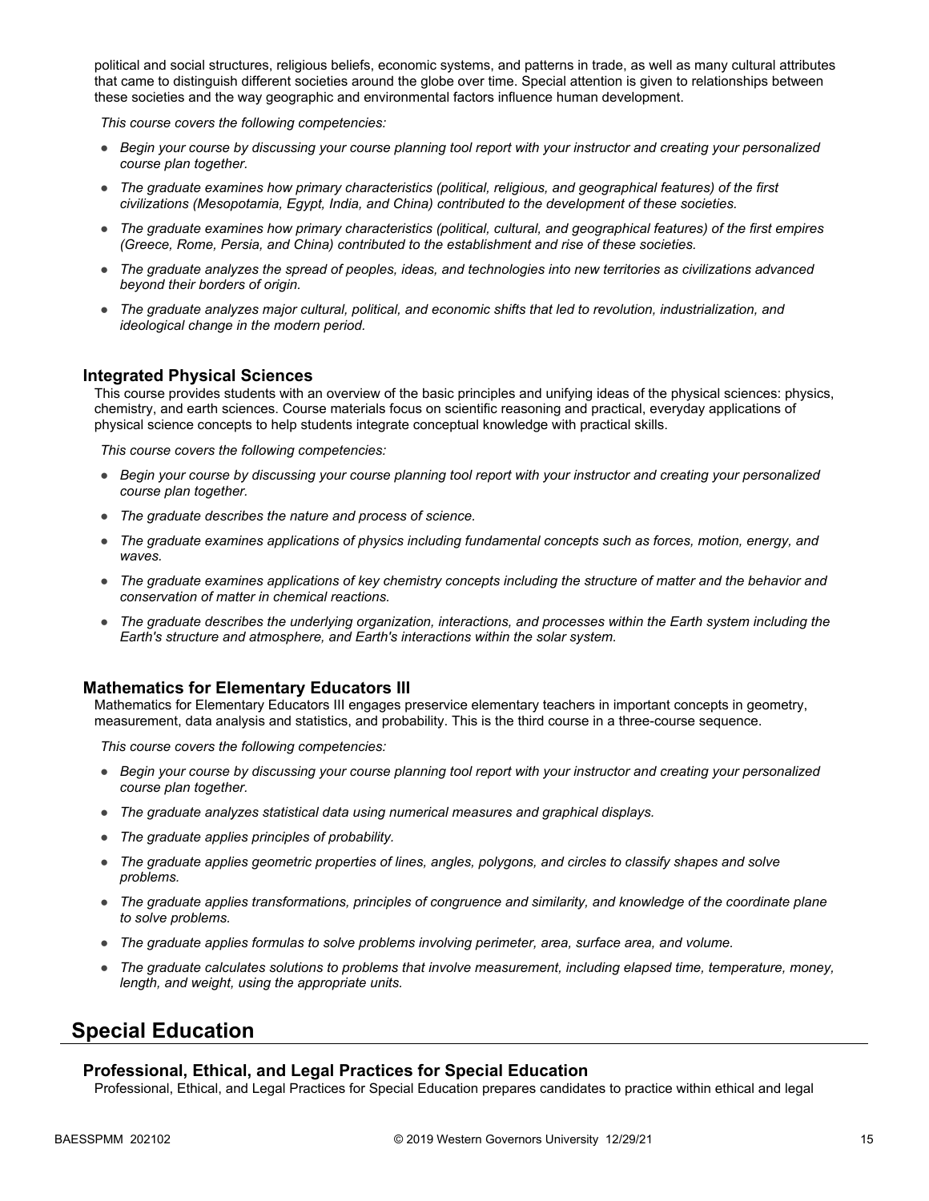political and social structures, religious beliefs, economic systems, and patterns in trade, as well as many cultural attributes that came to distinguish different societies around the globe over time. Special attention is given to relationships between these societies and the way geographic and environmental factors influence human development.

*This course covers the following competencies:*

- *Begin your course by discussing your course planning tool report with your instructor and creating your personalized course plan together.*
- *The graduate examines how primary characteristics (political, religious, and geographical features) of the first civilizations (Mesopotamia, Egypt, India, and China) contributed to the development of these societies.*
- *The graduate examines how primary characteristics (political, cultural, and geographical features) of the first empires (Greece, Rome, Persia, and China) contributed to the establishment and rise of these societies.*
- *The graduate analyzes the spread of peoples, ideas, and technologies into new territories as civilizations advanced beyond their borders of origin.*
- *The graduate analyzes major cultural, political, and economic shifts that led to revolution, industrialization, and ideological change in the modern period.*

### Integrated Physical Sciences

This course provides students with an overview of the basic principles and unifying ideas of the physical sciences: physics, chemistry, and earth sciences. Course materials focus on scientific reasoning and practical, everyday applications of physical science concepts to help students integrate conceptual knowledge with practical skills.

*This course covers the following competencies:*

- *Begin your course by discussing your course planning tool report with your instructor and creating your personalized course plan together.*
- *The graduate describes the nature and process of science.*
- *The graduate examines applications of physics including fundamental concepts such as forces, motion, energy, and waves.*
- *The graduate examines applications of key chemistry concepts including the structure of matter and the behavior and conservation of matter in chemical reactions.*
- *The graduate describes the underlying organization, interactions, and processes within the Earth system including the Earth's structure and atmosphere, and Earth's interactions within the solar system.*

### Mathematics for Elementary Educators III

Mathematics for Elementary Educators III engages preservice elementary teachers in important concepts in geometry, measurement, data analysis and statistics, and probability. This is the third course in a three-course sequence.

*This course covers the following competencies:*

- *Begin your course by discussing your course planning tool report with your instructor and creating your personalized course plan together.*
- *The graduate analyzes statistical data using numerical measures and graphical displays.*
- *The graduate applies principles of probability.*
- *The graduate applies geometric properties of lines, angles, polygons, and circles to classify shapes and solve problems.*
- *The graduate applies transformations, principles of congruence and similarity, and knowledge of the coordinate plane to solve problems.*
- *The graduate applies formulas to solve problems involving perimeter, area, surface area, and volume.*
- *The graduate calculates solutions to problems that involve measurement, including elapsed time, temperature, money, length, and weight, using the appropriate units.*

## Special Education

### Professional, Ethical, and Legal Practices for Special Education

Professional, Ethical, and Legal Practices for Special Education prepares candidates to practice within ethical and legal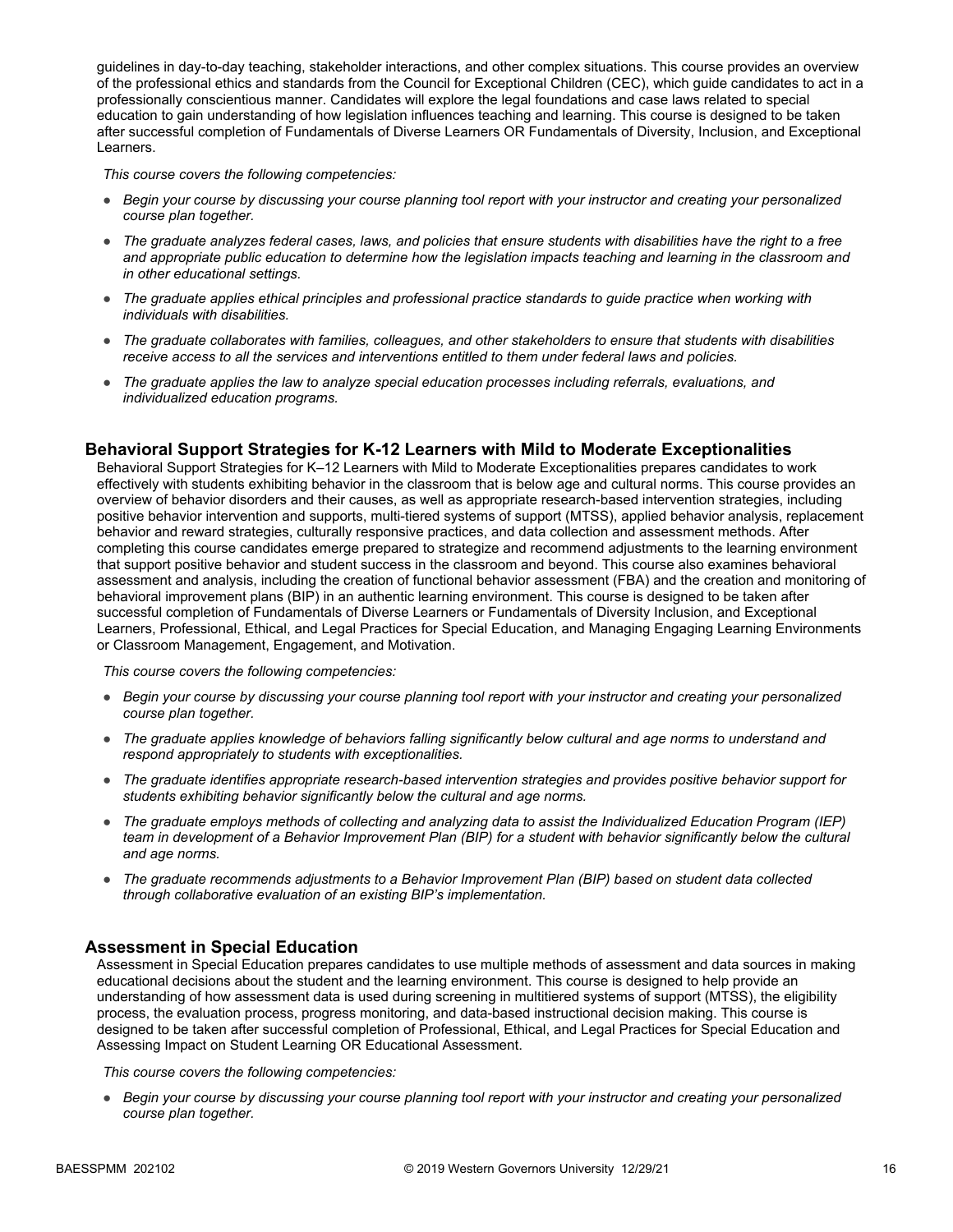guidelines in day-to-day teaching, stakeholder interactions, and other complex situations. This course provides an overview of the professional ethics and standards from the Council for Exceptional Children (CEC), which guide candidates to act in a professionally conscientious manner. Candidates will explore the legal foundations and case laws related to special education to gain understanding of how legislation influences teaching and learning. This course is designed to be taken after successful completion of Fundamentals of Diverse Learners OR Fundamentals of Diversity, Inclusion, and Exceptional Learners.

*This course covers the following competencies:*

- *Begin your course by discussing your course planning tool report with your instructor and creating your personalized course plan together.*
- *The graduate analyzes federal cases, laws, and policies that ensure students with disabilities have the right to a free and appropriate public education to determine how the legislation impacts teaching and learning in the classroom and in other educational settings.*
- *The graduate applies ethical principles and professional practice standards to guide practice when working with individuals with disabilities.*
- *The graduate collaborates with families, colleagues, and other stakeholders to ensure that students with disabilities receive access to all the services and interventions entitled to them under federal laws and policies.*
- *The graduate applies the law to analyze special education processes including referrals, evaluations, and individualized education programs.*

### Behavioral Support Strategies for K-12 Learners with Mild to Moderate Exceptionalities

Behavioral Support Strategies for K–12 Learners with Mild to Moderate Exceptionalities prepares candidates to work effectively with students exhibiting behavior in the classroom that is below age and cultural norms. This course provides an overview of behavior disorders and their causes, as well as appropriate research-based intervention strategies, including positive behavior intervention and supports, multi-tiered systems of support (MTSS), applied behavior analysis, replacement behavior and reward strategies, culturally responsive practices, and data collection and assessment methods. After completing this course candidates emerge prepared to strategize and recommend adjustments to the learning environment that support positive behavior and student success in the classroom and beyond. This course also examines behavioral assessment and analysis, including the creation of functional behavior assessment (FBA) and the creation and monitoring of behavioral improvement plans (BIP) in an authentic learning environment. This course is designed to be taken after successful completion of Fundamentals of Diverse Learners or Fundamentals of Diversity Inclusion, and Exceptional Learners, Professional, Ethical, and Legal Practices for Special Education, and Managing Engaging Learning Environments or Classroom Management, Engagement, and Motivation.

*This course covers the following competencies:*

- *Begin your course by discussing your course planning tool report with your instructor and creating your personalized course plan together.*
- *The graduate applies knowledge of behaviors falling significantly below cultural and age norms to understand and respond appropriately to students with exceptionalities.*
- *The graduate identifies appropriate research-based intervention strategies and provides positive behavior support for students exhibiting behavior significantly below the cultural and age norms.*
- *The graduate employs methods of collecting and analyzing data to assist the Individualized Education Program (IEP) team in development of a Behavior Improvement Plan (BIP) for a student with behavior significantly below the cultural and age norms.*
- *The graduate recommends adjustments to a Behavior Improvement Plan (BIP) based on student data collected through collaborative evaluation of an existing BIP's implementation.*

### Assessment in Special Education

Assessment in Special Education prepares candidates to use multiple methods of assessment and data sources in making educational decisions about the student and the learning environment. This course is designed to help provide an understanding of how assessment data is used during screening in multitiered systems of support (MTSS), the eligibility process, the evaluation process, progress monitoring, and data-based instructional decision making. This course is designed to be taken after successful completion of Professional, Ethical, and Legal Practices for Special Education and Assessing Impact on Student Learning OR Educational Assessment.

*This course covers the following competencies:*

- *Begin your course by discussing your course planning tool report with your instructor and creating your personalized course plan together.*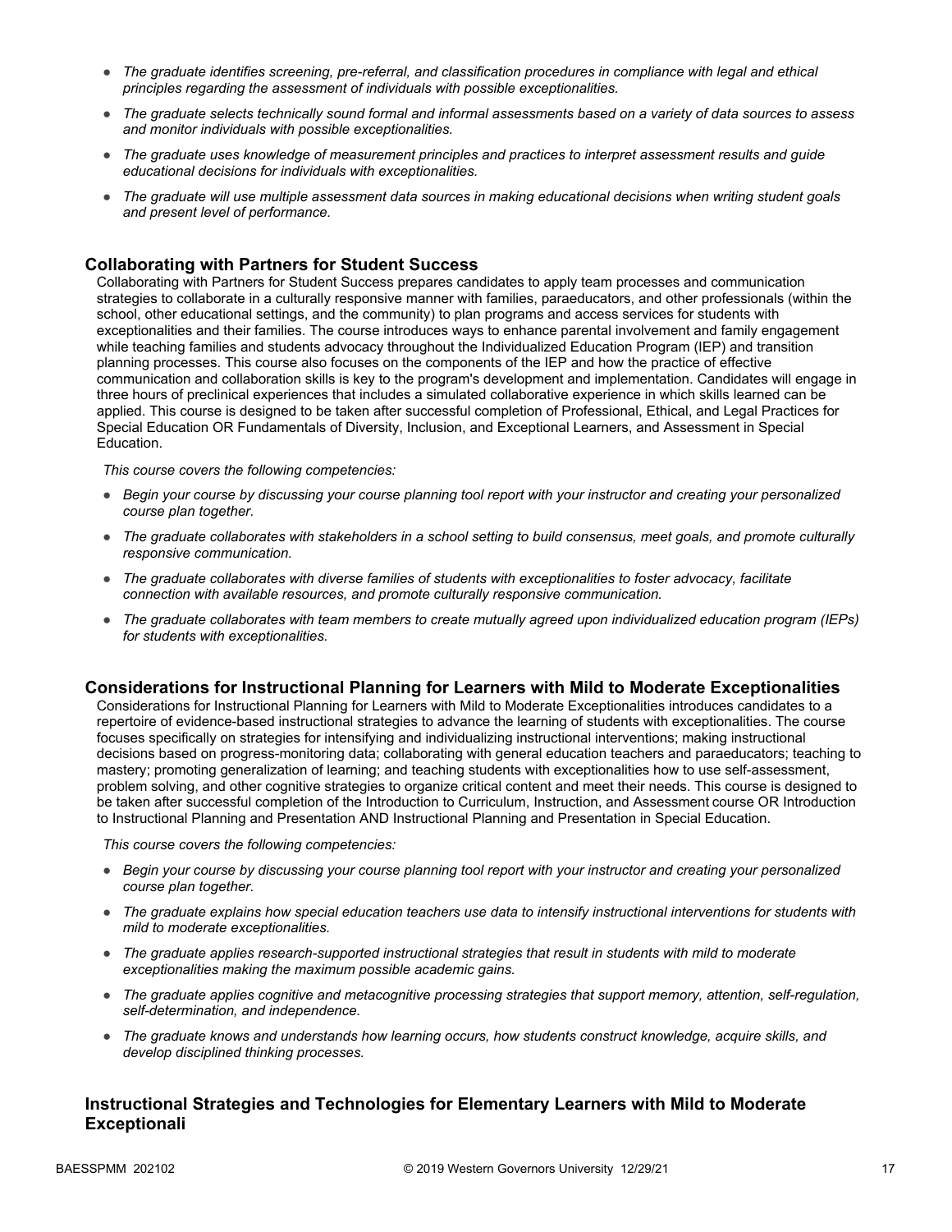- *The graduate identifies screening, pre-referral, and classification procedures in compliance with legal and ethical principles regarding the assessment of individuals with possible exceptionalities.*
- *The graduate selects technically sound formal and informal assessments based on a variety of data sources to assess and monitor individuals with possible exceptionalities.*
- *The graduate uses knowledge of measurement principles and practices to interpret assessment results and guide educational decisions for individuals with exceptionalities.*
- *The graduate will use multiple assessment data sources in making educational decisions when writing student goals and present level of performance.*

### Collaborating with Partners for Student Success

Collaborating with Partners for Student Success prepares candidates to apply team processes and communication strategies to collaborate in a culturally responsive manner with families, paraeducators, and other professionals (within the school, other educational settings, and the community) to plan programs and access services for students with exceptionalities and their families. The course introduces ways to enhance parental involvement and family engagement while teaching families and students advocacy throughout the Individualized Education Program (IEP) and transition planning processes. This course also focuses on the components of the IEP and how the practice of effective communication and collaboration skills is key to the program's development and implementation. Candidates will engage in three hours of preclinical experiences that includes a simulated collaborative experience in which skills learned can be applied. This course is designed to be taken after successful completion of Professional, Ethical, and Legal Practices for Special Education OR Fundamentals of Diversity, Inclusion, and Exceptional Learners, and Assessment in Special Education.

*This course covers the following competencies:*

- *Begin your course by discussing your course planning tool report with your instructor and creating your personalized course plan together.*
- *The graduate collaborates with stakeholders in a school setting to build consensus, meet goals, and promote culturally responsive communication.*
- *The graduate collaborates with diverse families of students with exceptionalities to foster advocacy, facilitate connection with available resources, and promote culturally responsive communication.*
- *The graduate collaborates with team members to create mutually agreed upon individualized education program (IEPs) for students with exceptionalities.*

### Considerations for Instructional Planning for Learners with Mild to Moderate Exceptionalities

Considerations for Instructional Planning for Learners with Mild to Moderate Exceptionalities introduces candidates to a repertoire of evidence-based instructional strategies to advance the learning of students with exceptionalities. The course focuses specifically on strategies for intensifying and individualizing instructional interventions; making instructional decisions based on progress-monitoring data; collaborating with general education teachers and paraeducators; teaching to mastery; promoting generalization of learning; and teaching students with exceptionalities how to use self-assessment, problem solving, and other cognitive strategies to organize critical content and meet their needs. This course is designed to be taken after successful completion of the Introduction to Curriculum, Instruction, and Assessment course OR Introduction to Instructional Planning and Presentation AND Instructional Planning and Presentation in Special Education.

*This course covers the following competencies:*

- *Begin your course by discussing your course planning tool report with your instructor and creating your personalized course plan together.*
- *The graduate explains how special education teachers use data to intensify instructional interventions for students with mild to moderate exceptionalities.*
- *The graduate applies research-supported instructional strategies that result in students with mild to moderate exceptionalities making the maximum possible academic gains.*
- *The graduate applies cognitive and metacognitive processing strategies that support memory, attention, self-regulation, self-determination, and independence.*
- *The graduate knows and understands how learning occurs, how students construct knowledge, acquire skills, and develop disciplined thinking processes.*

### Instructional Strategies and Technologies for Elementary Learners with Mild to Moderate Exceptionali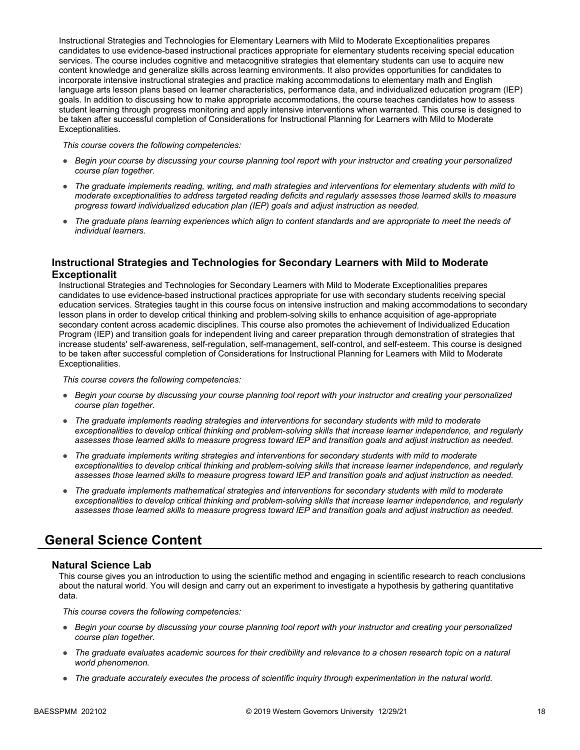Instructional Strategies and Technologies for Elementary Learners with Mild to Moderate Exceptionalities prepares candidates to use evidence-based instructional practices appropriate for elementary students receiving special education services. The course includes cognitive and metacognitive strategies that elementary students can use to acquire new content knowledge and generalize skills across learning environments. It also provides opportunities for candidates to incorporate intensive instructional strategies and practice making accommodations to elementary math and English language arts lesson plans based on learner characteristics, performance data, and individualized education program (IEP) goals. In addition to discussing how to make appropriate accommodations, the course teaches candidates how to assess student learning through progress monitoring and apply intensive interventions when warranted. This course is designed to be taken after successful completion of Considerations for Instructional Planning for Learners with Mild to Moderate Exceptionalities.

*This course covers the following competencies:*

- *Begin your course by discussing your course planning tool report with your instructor and creating your personalized course plan together.*
- *The graduate implements reading, writing, and math strategies and interventions for elementary students with mild to moderate exceptionalities to address targeted reading deficits and regularly assesses those learned skills to measure progress toward individualized education plan (IEP) goals and adjust instruction as needed.*
- *The graduate plans learning experiences which align to content standards and are appropriate to meet the needs of individual learners.*

### Instructional Strategies and Technologies for Secondary Learners with Mild to Moderate Exceptionalit

Instructional Strategies and Technologies for Secondary Learners with Mild to Moderate Exceptionalities prepares candidates to use evidence-based instructional practices appropriate for use with secondary students receiving special education services. Strategies taught in this course focus on intensive instruction and making accommodations to secondary lesson plans in order to develop critical thinking and problem-solving skills to enhance acquisition of age-appropriate secondary content across academic disciplines. This course also promotes the achievement of Individualized Education Program (IEP) and transition goals for independent living and career preparation through demonstration of strategies that increase students' self-awareness, self-regulation, self-management, self-control, and self-esteem. This course is designed to be taken after successful completion of Considerations for Instructional Planning for Learners with Mild to Moderate Exceptionalities.

*This course covers the following competencies:*

- *Begin your course by discussing your course planning tool report with your instructor and creating your personalized course plan together.*
- *The graduate implements reading strategies and interventions for secondary students with mild to moderate exceptionalities to develop critical thinking and problem-solving skills that increase learner independence, and regularly assesses those learned skills to measure progress toward IEP and transition goals and adjust instruction as needed.*
- *The graduate implements writing strategies and interventions for secondary students with mild to moderate exceptionalities to develop critical thinking and problem-solving skills that increase learner independence, and regularly assesses those learned skills to measure progress toward IEP and transition goals and adjust instruction as needed.*
- *The graduate implements mathematical strategies and interventions for secondary students with mild to moderate exceptionalities to develop critical thinking and problem-solving skills that increase learner independence, and regularly assesses those learned skills to measure progress toward IEP and transition goals and adjust instruction as needed.*

## General Science Content

### Natural Science Lab

This course gives you an introduction to using the scientific method and engaging in scientific research to reach conclusions about the natural world. You will design and carry out an experiment to investigate a hypothesis by gathering quantitative data.

*This course covers the following competencies:*

- *Begin your course by discussing your course planning tool report with your instructor and creating your personalized course plan together.*
- *The graduate evaluates academic sources for their credibility and relevance to a chosen research topic on a natural world phenomenon.*
- *The graduate accurately executes the process of scientific inquiry through experimentation in the natural world.*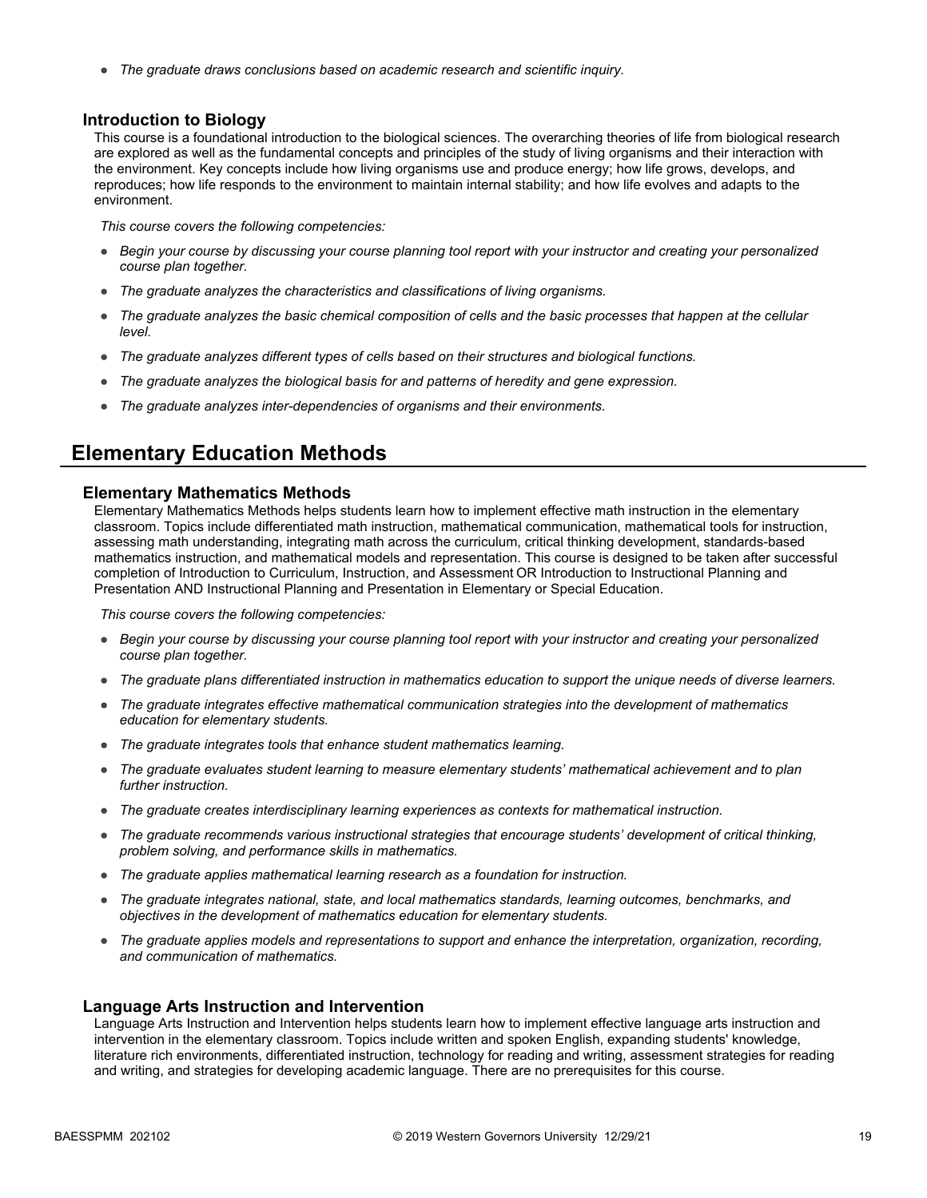- *The graduate draws conclusions based on academic research and scientific inquiry.*

### Introduction to Biology

This course is a foundational introduction to the biological sciences. The overarching theories of life from biological research are explored as well as the fundamental concepts and principles of the study of living organisms and their interaction with the environment. Key concepts include how living organisms use and produce energy; how life grows, develops, and reproduces; how life responds to the environment to maintain internal stability; and how life evolves and adapts to the environment.

*This course covers the following competencies:*

- *Begin your course by discussing your course planning tool report with your instructor and creating your personalized course plan together.*
- *The graduate analyzes the characteristics and classifications of living organisms.*
- *The graduate analyzes the basic chemical composition of cells and the basic processes that happen at the cellular level.*
- *The graduate analyzes different types of cells based on their structures and biological functions.*
- *The graduate analyzes the biological basis for and patterns of heredity and gene expression.*
- *The graduate analyzes inter-dependencies of organisms and their environments.*

## Elementary Education Methods

### Elementary Mathematics Methods

Elementary Mathematics Methods helps students learn how to implement effective math instruction in the elementary classroom. Topics include differentiated math instruction, mathematical communication, mathematical tools for instruction, assessing math understanding, integrating math across the curriculum, critical thinking development, standards-based mathematics instruction, and mathematical models and representation. This course is designed to be taken after successful completion of Introduction to Curriculum, Instruction, and Assessment OR Introduction to Instructional Planning and Presentation AND Instructional Planning and Presentation in Elementary or Special Education.

*This course covers the following competencies:*

- *Begin your course by discussing your course planning tool report with your instructor and creating your personalized course plan together.*
- *The graduate plans differentiated instruction in mathematics education to support the unique needs of diverse learners.*
- *The graduate integrates effective mathematical communication strategies into the development of mathematics education for elementary students.*
- *The graduate integrates tools that enhance student mathematics learning.*
- *The graduate evaluates student learning to measure elementary students' mathematical achievement and to plan further instruction.*
- *The graduate creates interdisciplinary learning experiences as contexts for mathematical instruction.*
- *The graduate recommends various instructional strategies that encourage students' development of critical thinking, problem solving, and performance skills in mathematics.*
- *The graduate applies mathematical learning research as a foundation for instruction.*
- *The graduate integrates national, state, and local mathematics standards, learning outcomes, benchmarks, and objectives in the development of mathematics education for elementary students.*
- *The graduate applies models and representations to support and enhance the interpretation, organization, recording, and communication of mathematics.*

### Language Arts Instruction and Intervention

Language Arts Instruction and Intervention helps students learn how to implement effective language arts instruction and intervention in the elementary classroom. Topics include written and spoken English, expanding students' knowledge, literature rich environments, differentiated instruction, technology for reading and writing, assessment strategies for reading and writing, and strategies for developing academic language. There are no prerequisites for this course.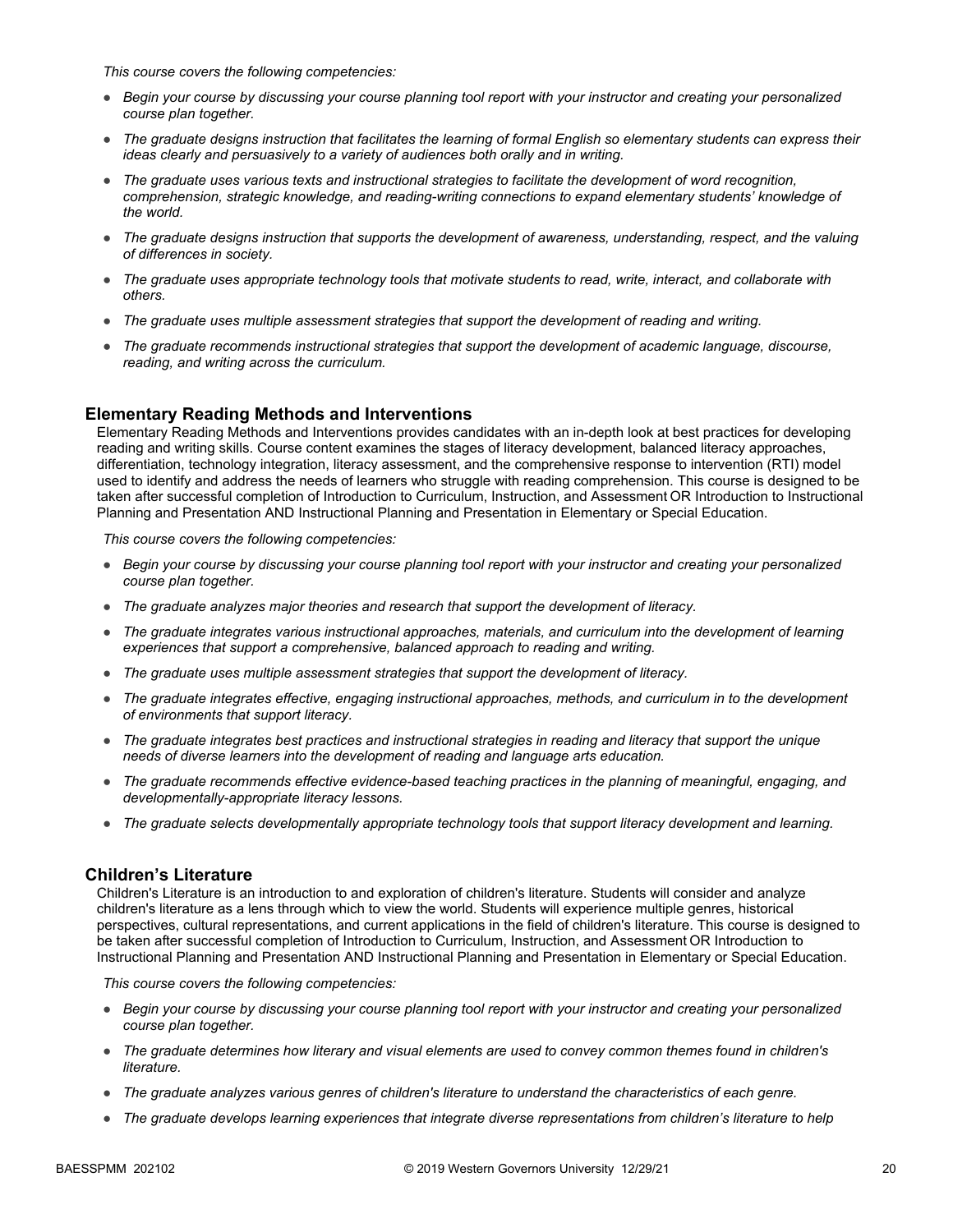*This course covers the following competencies:*

- *Begin your course by discussing your course planning tool report with your instructor and creating your personalized course plan together.*
- *The graduate designs instruction that facilitates the learning of formal English so elementary students can express their ideas clearly and persuasively to a variety of audiences both orally and in writing.*
- *The graduate uses various texts and instructional strategies to facilitate the development of word recognition, comprehension, strategic knowledge, and reading-writing connections to expand elementary students' knowledge of the world.*
- *The graduate designs instruction that supports the development of awareness, understanding, respect, and the valuing of differences in society.*
- *The graduate uses appropriate technology tools that motivate students to read, write, interact, and collaborate with others.*
- *The graduate uses multiple assessment strategies that support the development of reading and writing.*
- *The graduate recommends instructional strategies that support the development of academic language, discourse, reading, and writing across the curriculum.*

### Elementary Reading Methods and Interventions

Elementary Reading Methods and Interventions provides candidates with an in-depth look at best practices for developing reading and writing skills. Course content examines the stages of literacy development, balanced literacy approaches, differentiation, technology integration, literacy assessment, and the comprehensive response to intervention (RTI) model used to identify and address the needs of learners who struggle with reading comprehension. This course is designed to be taken after successful completion of Introduction to Curriculum, Instruction, and Assessment OR Introduction to Instructional Planning and Presentation AND Instructional Planning and Presentation in Elementary or Special Education.

*This course covers the following competencies:*

- *Begin your course by discussing your course planning tool report with your instructor and creating your personalized course plan together.*
- *The graduate analyzes major theories and research that support the development of literacy.*
- *The graduate integrates various instructional approaches, materials, and curriculum into the development of learning experiences that support a comprehensive, balanced approach to reading and writing.*
- *The graduate uses multiple assessment strategies that support the development of literacy.*
- *The graduate integrates effective, engaging instructional approaches, methods, and curriculum in to the development of environments that support literacy.*
- *The graduate integrates best practices and instructional strategies in reading and literacy that support the unique needs of diverse learners into the development of reading and language arts education.*
- *The graduate recommends effective evidence-based teaching practices in the planning of meaningful, engaging, and developmentally-appropriate literacy lessons.*
- *The graduate selects developmentally appropriate technology tools that support literacy development and learning.*

### Children's Literature

Children's Literature is an introduction to and exploration of children's literature. Students will consider and analyze children's literature as a lens through which to view the world. Students will experience multiple genres, historical perspectives, cultural representations, and current applications in the field of children's literature. This course is designed to be taken after successful completion of Introduction to Curriculum, Instruction, and Assessment OR Introduction to Instructional Planning and Presentation AND Instructional Planning and Presentation in Elementary or Special Education.

*This course covers the following competencies:*

- *Begin your course by discussing your course planning tool report with your instructor and creating your personalized course plan together.*
- *The graduate determines how literary and visual elements are used to convey common themes found in children's literature.*
- *The graduate analyzes various genres of children's literature to understand the characteristics of each genre.*
- *The graduate develops learning experiences that integrate diverse representations from children's literature to help*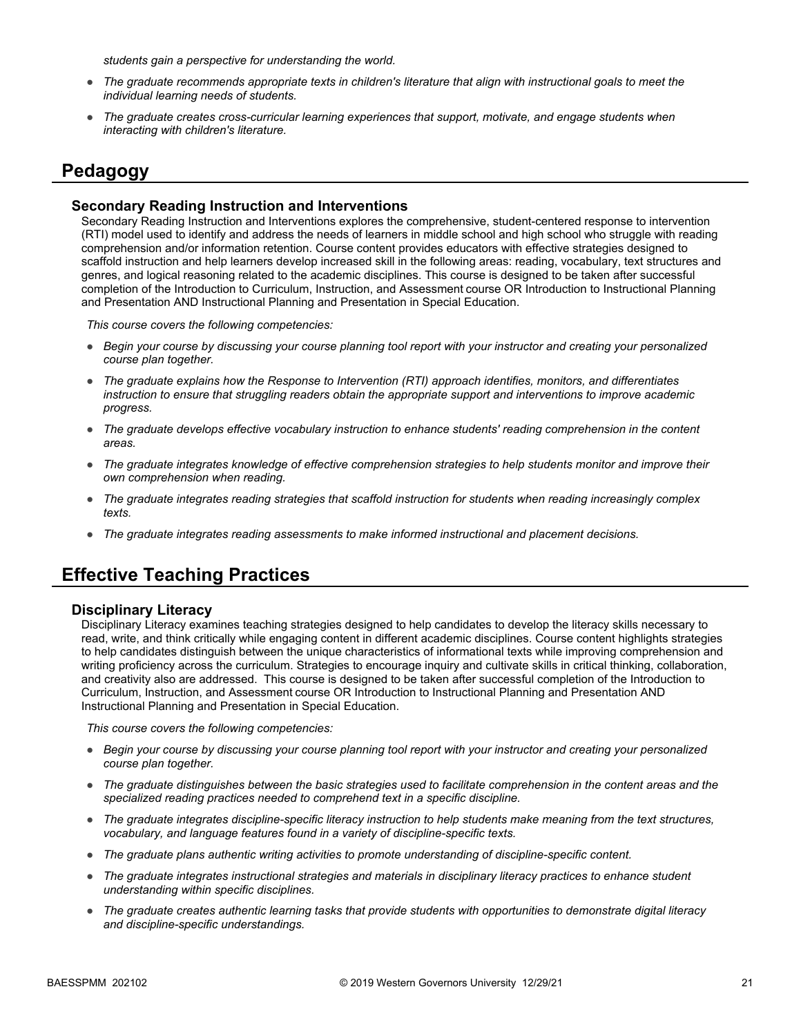*students gain a perspective for understanding the world.*

- *The graduate recommends appropriate texts in children's literature that align with instructional goals to meet the individual learning needs of students.*
- *The graduate creates cross-curricular learning experiences that support, motivate, and engage students when interacting with children's literature.*

## Pedagogy

### Secondary Reading Instruction and Interventions

Secondary Reading Instruction and Interventions explores the comprehensive, student-centered response to intervention (RTI) model used to identify and address the needs of learners in middle school and high school who struggle with reading comprehension and/or information retention. Course content provides educators with effective strategies designed to scaffold instruction and help learners develop increased skill in the following areas: reading, vocabulary, text structures and genres, and logical reasoning related to the academic disciplines. This course is designed to be taken after successful completion of the Introduction to Curriculum, Instruction, and Assessment course OR Introduction to Instructional Planning and Presentation AND Instructional Planning and Presentation in Special Education.

*This course covers the following competencies:*

- *Begin your course by discussing your course planning tool report with your instructor and creating your personalized course plan together.*
- *The graduate explains how the Response to Intervention (RTI) approach identifies, monitors, and differentiates instruction to ensure that struggling readers obtain the appropriate support and interventions to improve academic progress.*
- *The graduate develops effective vocabulary instruction to enhance students' reading comprehension in the content areas.*
- *The graduate integrates knowledge of effective comprehension strategies to help students monitor and improve their own comprehension when reading.*
- *The graduate integrates reading strategies that scaffold instruction for students when reading increasingly complex texts.*
- *The graduate integrates reading assessments to make informed instructional and placement decisions.*

## Effective Teaching Practices

### Disciplinary Literacy

Disciplinary Literacy examines teaching strategies designed to help candidates to develop the literacy skills necessary to read, write, and think critically while engaging content in different academic disciplines. Course content highlights strategies to help candidates distinguish between the unique characteristics of informational texts while improving comprehension and writing proficiency across the curriculum. Strategies to encourage inquiry and cultivate skills in critical thinking, collaboration, and creativity also are addressed. This course is designed to be taken after successful completion of the Introduction to Curriculum, Instruction, and Assessment course OR Introduction to Instructional Planning and Presentation AND Instructional Planning and Presentation in Special Education.

*This course covers the following competencies:*

- *Begin your course by discussing your course planning tool report with your instructor and creating your personalized course plan together.*
- *The graduate distinguishes between the basic strategies used to facilitate comprehension in the content areas and the specialized reading practices needed to comprehend text in a specific discipline.*
- *The graduate integrates discipline-specific literacy instruction to help students make meaning from the text structures, vocabulary, and language features found in a variety of discipline-specific texts.*
- *The graduate plans authentic writing activities to promote understanding of discipline-specific content.*
- *The graduate integrates instructional strategies and materials in disciplinary literacy practices to enhance student understanding within specific disciplines.*
- *The graduate creates authentic learning tasks that provide students with opportunities to demonstrate digital literacy and discipline-specific understandings.*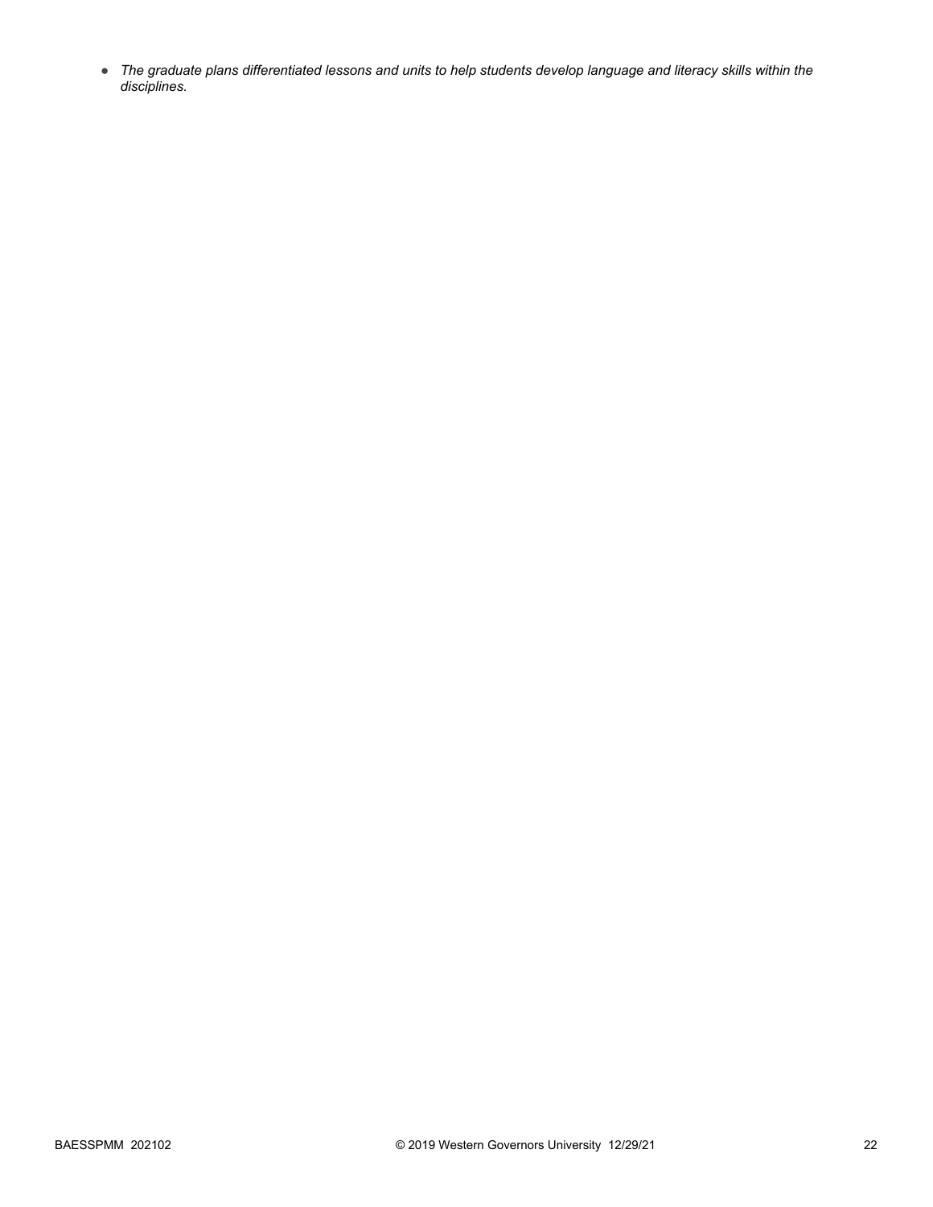- *The graduate plans differentiated lessons and units to help students develop language and literacy skills within the disciplines.*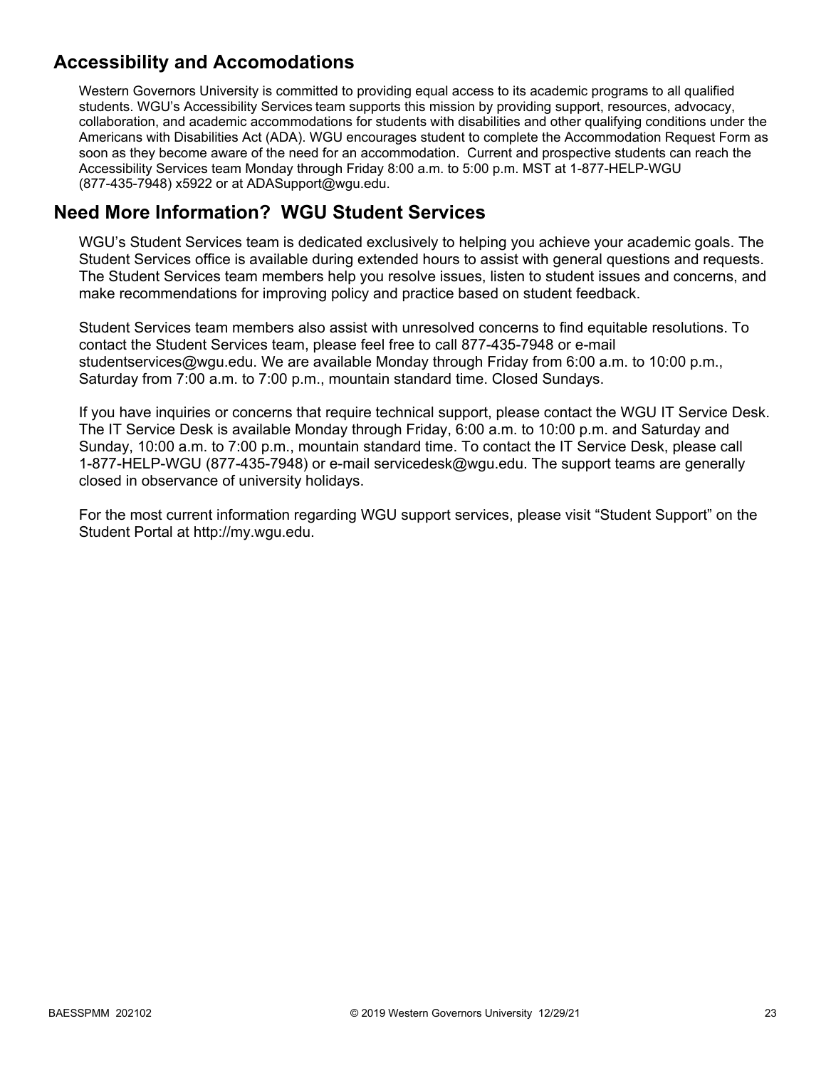## Accessibility and Accomodations

Western Governors University is committed to providing equal access to its academic programs to all qualified students. WGU's Accessibility Services team supports this mission by providing support, resources, advocacy, collaboration, and academic accommodations for students with disabilities and other qualifying conditions under the Americans with Disabilities Act (ADA). WGU encourages student to complete the Accommodation Request Form as soon as they become aware of the need for an accommodation. Current and prospective students can reach the Accessibility Services team Monday through Friday 8:00 a.m. to 5:00 p.m. MST at 1-877-HELP-WGU (877-435-7948) x5922 or at ADASupport@wgu.edu.

## Need More Information? WGU Student Services

WGU's Student Services team is dedicated exclusively to helping you achieve your academic goals. The Student Services office is available during extended hours to assist with general questions and requests. The Student Services team members help you resolve issues, listen to student issues and concerns, and make recommendations for improving policy and practice based on student feedback.

Student Services team members also assist with unresolved concerns to find equitable resolutions. To contact the Student Services team, please feel free to call 877-435-7948 or e-mail studentservices@wgu.edu. We are available Monday through Friday from 6:00 a.m. to 10:00 p.m., Saturday from 7:00 a.m. to 7:00 p.m., mountain standard time. Closed Sundays.

If you have inquiries or concerns that require technical support, please contact the WGU IT Service Desk. The IT Service Desk is available Monday through Friday, 6:00 a.m. to 10:00 p.m. and Saturday and Sunday, 10:00 a.m. to 7:00 p.m., mountain standard time. To contact the IT Service Desk, please call 1-877-HELP-WGU (877-435-7948) or e-mail servicedesk@wgu.edu. The support teams are generally closed in observance of university holidays.

For the most current information regarding WGU support services, please visit "Student Support" on the Student Portal at http://my.wgu.edu.